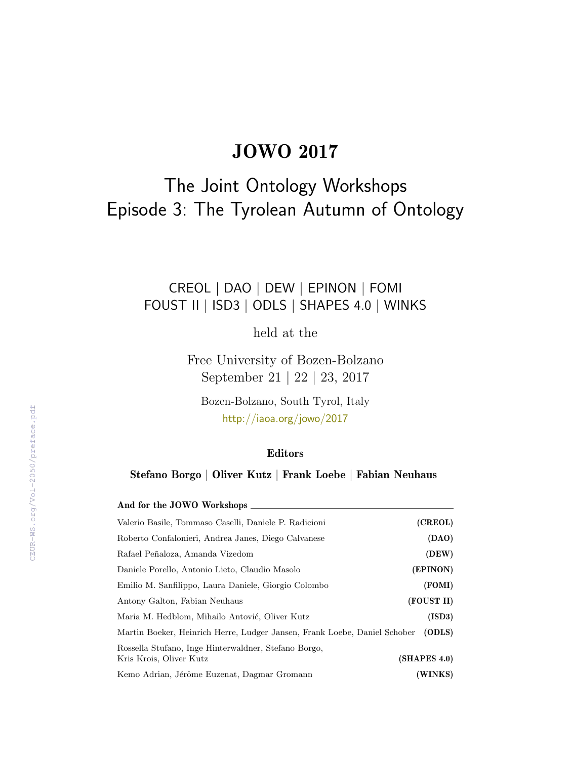# JOWO 2017

## The Joint Ontology Workshops
## Episode 3: The Tyrolean Autumn of Ontology

CREOL | DAO | DEW | EPINON | FOMI
FOUST II | ISD3 | ODLS | SHAPES 4.0 | WINKS

held at the

Free University of Bozen-Bolzano
September 21 | 22 | 23, 2017

Bozen-Bolzano, South Tyrol, Italy
http://iaoa.org/jowo/2017

**Editors**

**Stefano Borgo | Oliver Kutz | Frank Loebe | Fabian Neuhaus**

**And for the JOWO Workshops**

| | |
|---|---|
| Valerio Basile, Tommaso Caselli, Daniele P. Radicioni | **(CREOL)** |
| Roberto Confalonieri, Andrea Janes, Diego Calvanese | **(DAO)** |
| Rafael Peñaloza, Amanda Vizedom | **(DEW)** |
| Daniele Porello, Antonio Lieto, Claudio Masolo | **(EPINON)** |
| Emilio M. Sanfilippo, Laura Daniele, Giorgio Colombo | **(FOMI)** |
| Antony Galton, Fabian Neuhaus | **(FOUST II)** |
| Maria M. Hedblom, Mihailo Antović, Oliver Kutz | **(ISD3)** |
| Martin Boeker, Heinrich Herre, Ludger Jansen, Frank Loebe, Daniel Schober | **(ODLS)** |
| Rossella Stufano, Inge Hinterwaldner, Stefano Borgo, Kris Krois, Oliver Kutz | **(SHAPES 4.0)** |
| Kemo Adrian, Jérôme Euzenat, Dagmar Gromann | **(WINKS)** |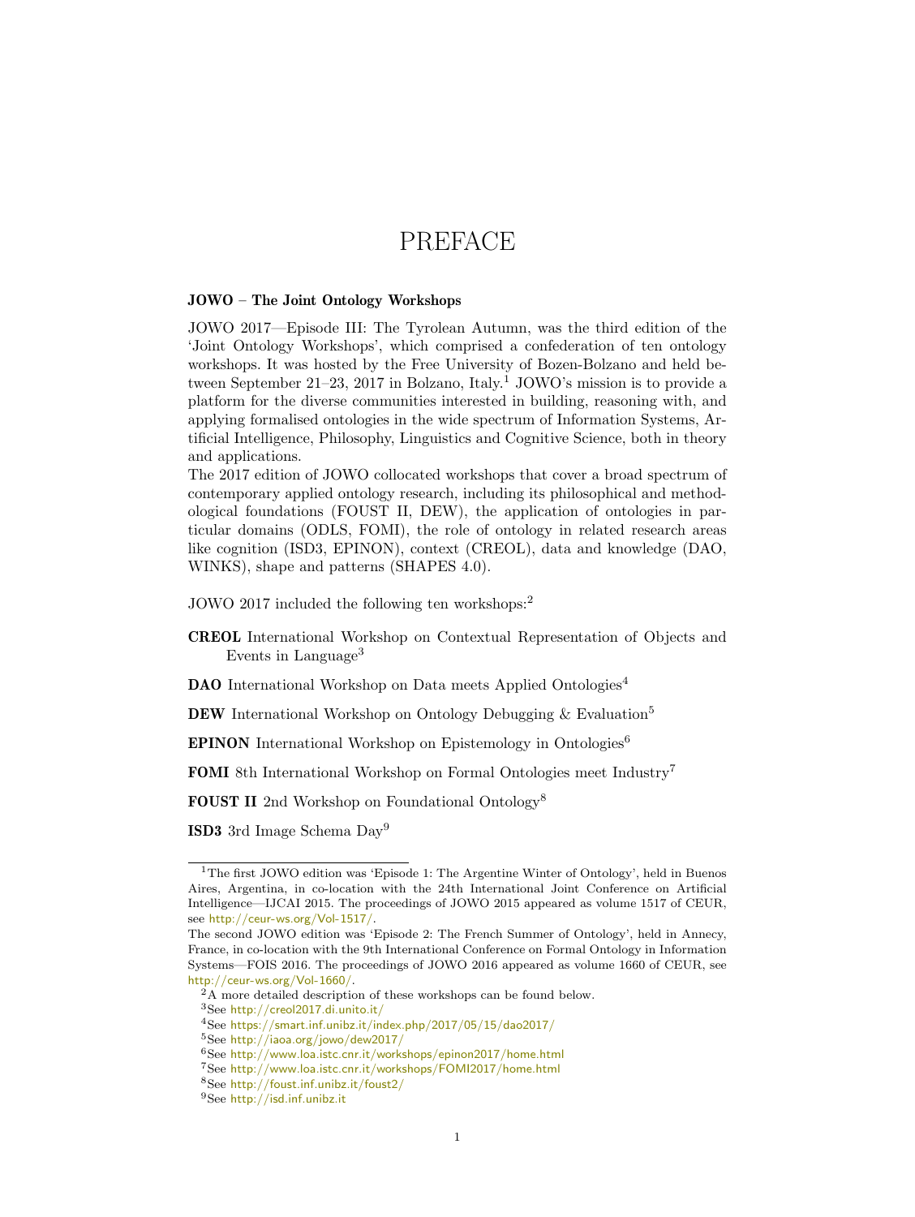# PREFACE

**JOWO – The Joint Ontology Workshops**

JOWO 2017—Episode III: The Tyrolean Autumn, was the third edition of the 'Joint Ontology Workshops', which comprised a confederation of ten ontology workshops. It was hosted by the Free University of Bozen-Bolzano and held between September 21–23, 2017 in Bolzano, Italy.[1] JOWO's mission is to provide a platform for the diverse communities interested in building, reasoning with, and applying formalised ontologies in the wide spectrum of Information Systems, Artificial Intelligence, Philosophy, Linguistics and Cognitive Science, both in theory and applications.
The 2017 edition of JOWO collocated workshops that cover a broad spectrum of contemporary applied ontology research, including its philosophical and methodological foundations (FOUST II, DEW), the application of ontologies in particular domains (ODLS, FOMI), the role of ontology in related research areas like cognition (ISD3, EPINON), context (CREOL), data and knowledge (DAO, WINKS), shape and patterns (SHAPES 4.0).

JOWO 2017 included the following ten workshops:[2]

**CREOL** International Workshop on Contextual Representation of Objects and Events in Language[3]

**DAO** International Workshop on Data meets Applied Ontologies[4]

**DEW** International Workshop on Ontology Debugging & Evaluation[5]

**EPINON** International Workshop on Epistemology in Ontologies[6]

**FOMI** 8th International Workshop on Formal Ontologies meet Industry[7]

**FOUST II** 2nd Workshop on Foundational Ontology[8]

**ISD3** 3rd Image Schema Day[9]

---

[1] The first JOWO edition was 'Episode 1: The Argentine Winter of Ontology', held in Buenos Aires, Argentina, in co-location with the 24th International Joint Conference on Artificial Intelligence—IJCAI 2015. The proceedings of JOWO 2015 appeared as volume 1517 of CEUR, see http://ceur-ws.org/Vol-1517/.
The second JOWO edition was 'Episode 2: The French Summer of Ontology', held in Annecy, France, in co-location with the 9th International Conference on Formal Ontology in Information Systems—FOIS 2016. The proceedings of JOWO 2016 appeared as volume 1660 of CEUR, see http://ceur-ws.org/Vol-1660/.

[2] A more detailed description of these workshops can be found below.

[3] See http://creol2017.di.unito.it/

[4] See https://smart.inf.unibz.it/index.php/2017/05/15/dao2017/

[5] See http://iaoa.org/jowo/dew2017/

[6] See http://www.loa.istc.cnr.it/workshops/epinon2017/home.html

[7] See http://www.loa.istc.cnr.it/workshops/FOMI2017/home.html

[8] See http://foust.inf.unibz.it/foust2/

[9] See http://isd.inf.unibz.it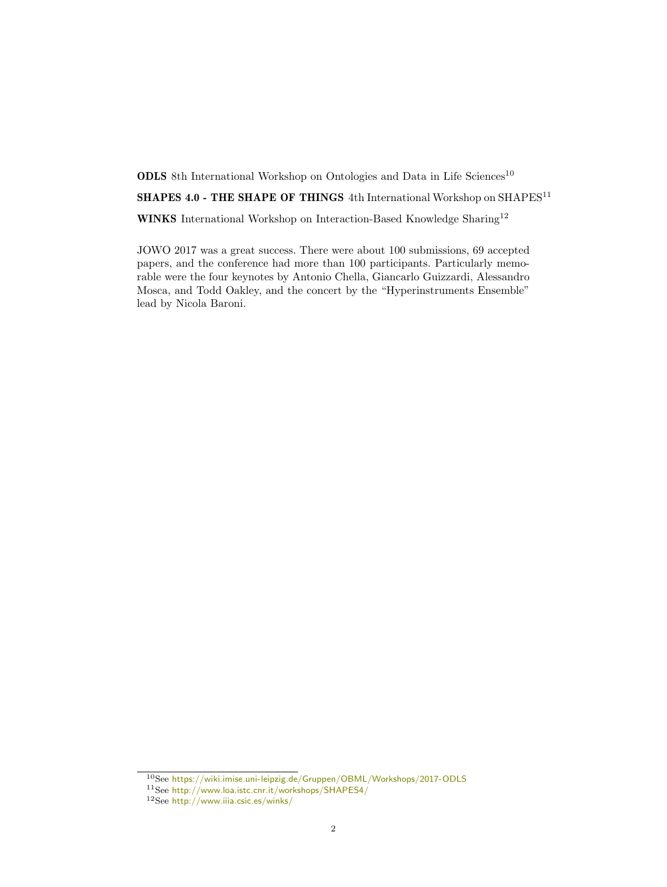**ODLS** 8th International Workshop on Ontologies and Data in Life Sciences[10]

**SHAPES 4.0 - THE SHAPE OF THINGS** 4th International Workshop on SHAPES[11]

**WINKS** International Workshop on Interaction-Based Knowledge Sharing[12]

JOWO 2017 was a great success. There were about 100 submissions, 69 accepted papers, and the conference had more than 100 participants. Particularly memorable were the four keynotes by Antonio Chella, Giancarlo Guizzardi, Alessandro Mosca, and Todd Oakley, and the concert by the "Hyperinstruments Ensemble" lead by Nicola Baroni.

[10] See https://wiki.imise.uni-leipzig.de/Gruppen/OBML/Workshops/2017-ODLS

[11] See http://www.loa.istc.cnr.it/workshops/SHAPES4/

[12] See http://www.iiia.csic.es/winks/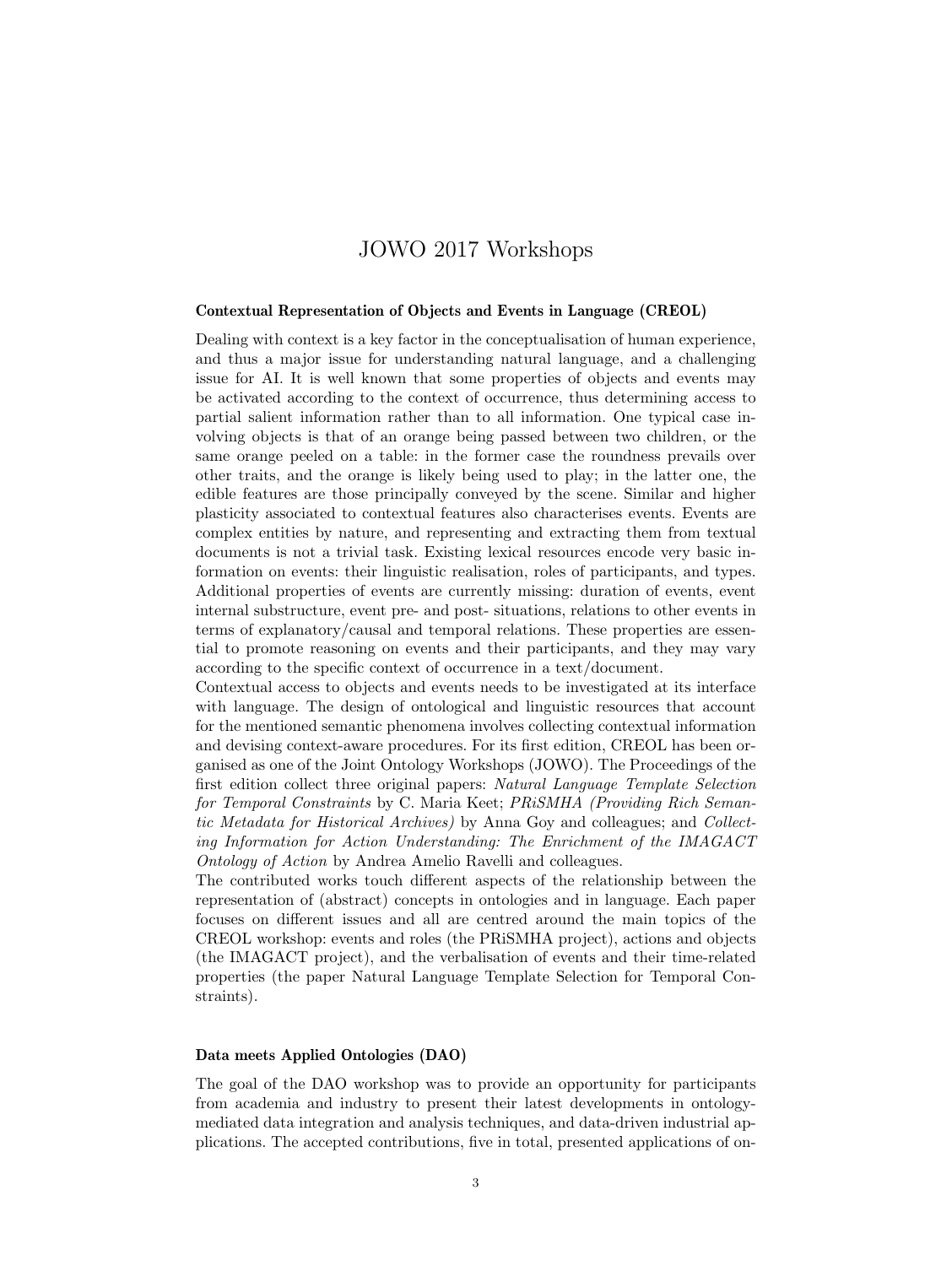# JOWO 2017 Workshops

### Contextual Representation of Objects and Events in Language (CREOL)

Dealing with context is a key factor in the conceptualisation of human experience, and thus a major issue for understanding natural language, and a challenging issue for AI. It is well known that some properties of objects and events may be activated according to the context of occurrence, thus determining access to partial salient information rather than to all information. One typical case involving objects is that of an orange being passed between two children, or the same orange peeled on a table: in the former case the roundness prevails over other traits, and the orange is likely being used to play; in the latter one, the edible features are those principally conveyed by the scene. Similar and higher plasticity associated to contextual features also characterises events. Events are complex entities by nature, and representing and extracting them from textual documents is not a trivial task. Existing lexical resources encode very basic information on events: their linguistic realisation, roles of participants, and types. Additional properties of events are currently missing: duration of events, event internal substructure, event pre- and post- situations, relations to other events in terms of explanatory/causal and temporal relations. These properties are essential to promote reasoning on events and their participants, and they may vary according to the specific context of occurrence in a text/document.

Contextual access to objects and events needs to be investigated at its interface with language. The design of ontological and linguistic resources that account for the mentioned semantic phenomena involves collecting contextual information and devising context-aware procedures. For its first edition, CREOL has been organised as one of the Joint Ontology Workshops (JOWO). The Proceedings of the first edition collect three original papers: *Natural Language Template Selection for Temporal Constraints* by C. Maria Keet; *PRiSMHA (Providing Rich Semantic Metadata for Historical Archives)* by Anna Goy and colleagues; and *Collecting Information for Action Understanding: The Enrichment of the IMAGACT Ontology of Action* by Andrea Amelio Ravelli and colleagues.

The contributed works touch different aspects of the relationship between the representation of (abstract) concepts in ontologies and in language. Each paper focuses on different issues and all are centred around the main topics of the CREOL workshop: events and roles (the PRiSMHA project), actions and objects (the IMAGACT project), and the verbalisation of events and their time-related properties (the paper Natural Language Template Selection for Temporal Constraints).

### Data meets Applied Ontologies (DAO)

The goal of the DAO workshop was to provide an opportunity for participants from academia and industry to present their latest developments in ontology-mediated data integration and analysis techniques, and data-driven industrial applications. The accepted contributions, five in total, presented applications of on-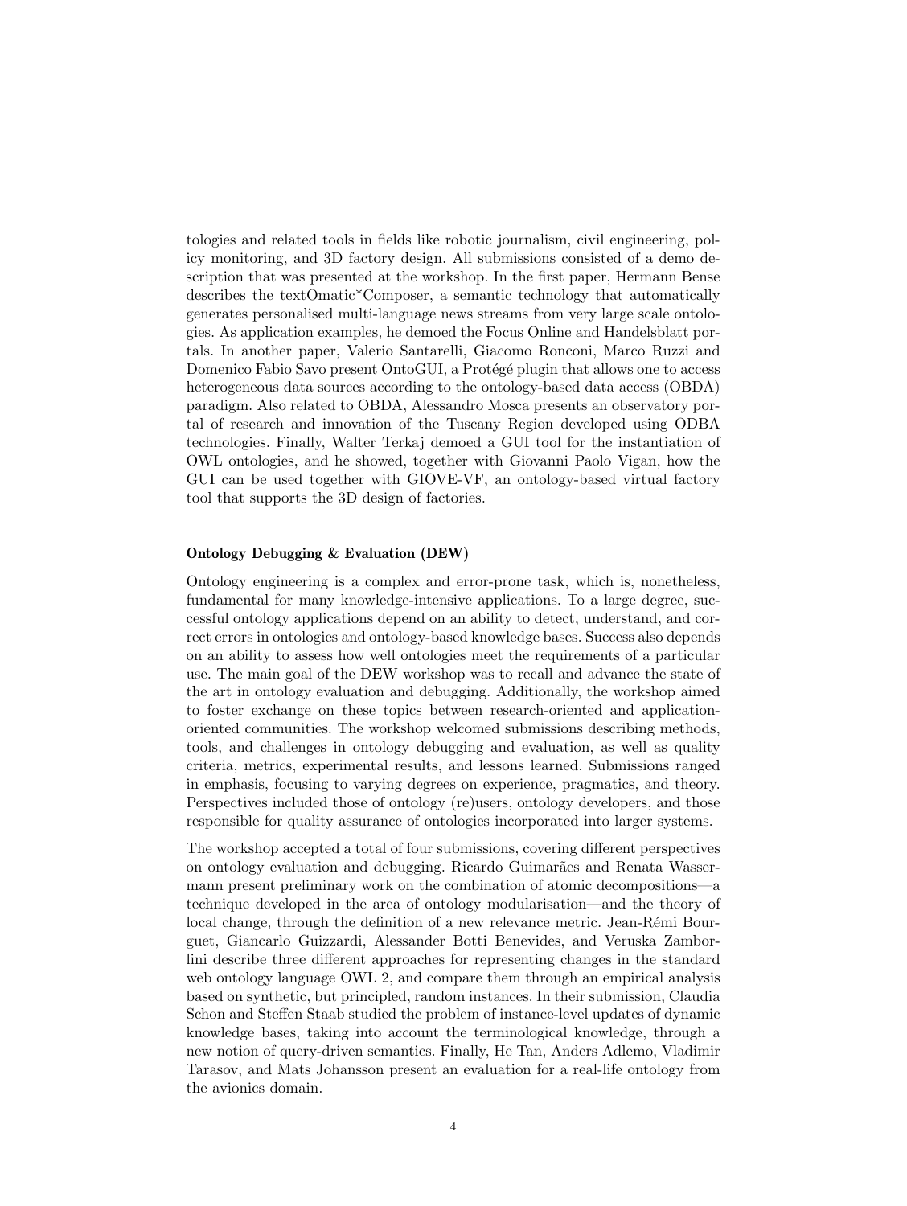tologies and related tools in fields like robotic journalism, civil engineering, policy monitoring, and 3D factory design. All submissions consisted of a demo description that was presented at the workshop. In the first paper, Hermann Bense describes the textOmatic*Composer, a semantic technology that automatically generates personalised multi-language news streams from very large scale ontologies. As application examples, he demoed the Focus Online and Handelsblatt portals. In another paper, Valerio Santarelli, Giacomo Ronconi, Marco Ruzzi and Domenico Fabio Savo present OntoGUI, a Protégé plugin that allows one to access heterogeneous data sources according to the ontology-based data access (OBDA) paradigm. Also related to OBDA, Alessandro Mosca presents an observatory portal of research and innovation of the Tuscany Region developed using ODBA technologies. Finally, Walter Terkaj demoed a GUI tool for the instantiation of OWL ontologies, and he showed, together with Giovanni Paolo Vigan, how the GUI can be used together with GIOVE-VF, an ontology-based virtual factory tool that supports the 3D design of factories.

**Ontology Debugging & Evaluation (DEW)**

Ontology engineering is a complex and error-prone task, which is, nonetheless, fundamental for many knowledge-intensive applications. To a large degree, successful ontology applications depend on an ability to detect, understand, and correct errors in ontologies and ontology-based knowledge bases. Success also depends on an ability to assess how well ontologies meet the requirements of a particular use. The main goal of the DEW workshop was to recall and advance the state of the art in ontology evaluation and debugging. Additionally, the workshop aimed to foster exchange on these topics between research-oriented and application-oriented communities. The workshop welcomed submissions describing methods, tools, and challenges in ontology debugging and evaluation, as well as quality criteria, metrics, experimental results, and lessons learned. Submissions ranged in emphasis, focusing to varying degrees on experience, pragmatics, and theory. Perspectives included those of ontology (re)users, ontology developers, and those responsible for quality assurance of ontologies incorporated into larger systems.

The workshop accepted a total of four submissions, covering different perspectives on ontology evaluation and debugging. Ricardo Guimarães and Renata Wassermann present preliminary work on the combination of atomic decompositions—a technique developed in the area of ontology modularisation—and the theory of local change, through the definition of a new relevance metric. Jean-Rémi Bourguet, Giancarlo Guizzardi, Alessander Botti Benevides, and Veruska Zamborlini describe three different approaches for representing changes in the standard web ontology language OWL 2, and compare them through an empirical analysis based on synthetic, but principled, random instances. In their submission, Claudia Schon and Steffen Staab studied the problem of instance-level updates of dynamic knowledge bases, taking into account the terminological knowledge, through a new notion of query-driven semantics. Finally, He Tan, Anders Adlemo, Vladimir Tarasov, and Mats Johansson present an evaluation for a real-life ontology from the avionics domain.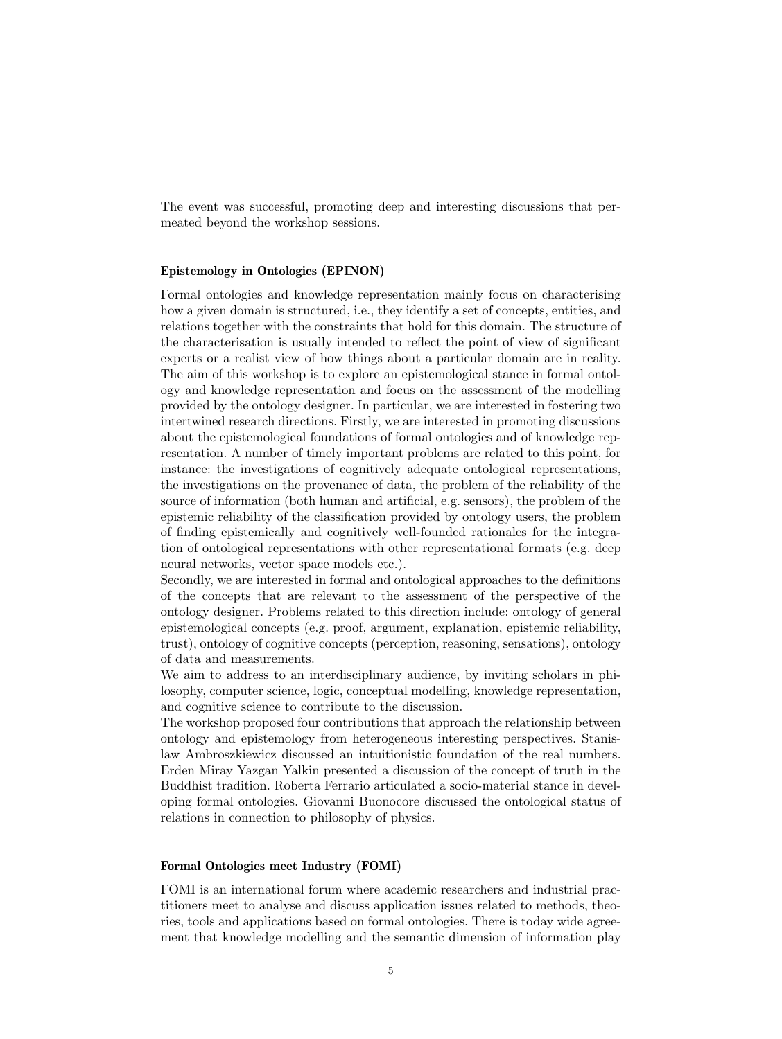The event was successful, promoting deep and interesting discussions that permeated beyond the workshop sessions.

### Epistemology in Ontologies (EPINON)

Formal ontologies and knowledge representation mainly focus on characterising how a given domain is structured, i.e., they identify a set of concepts, entities, and relations together with the constraints that hold for this domain. The structure of the characterisation is usually intended to reflect the point of view of significant experts or a realist view of how things about a particular domain are in reality. The aim of this workshop is to explore an epistemological stance in formal ontology and knowledge representation and focus on the assessment of the modelling provided by the ontology designer. In particular, we are interested in fostering two intertwined research directions. Firstly, we are interested in promoting discussions about the epistemological foundations of formal ontologies and of knowledge representation. A number of timely important problems are related to this point, for instance: the investigations of cognitively adequate ontological representations, the investigations on the provenance of data, the problem of the reliability of the source of information (both human and artificial, e.g. sensors), the problem of the epistemic reliability of the classification provided by ontology users, the problem of finding epistemically and cognitively well-founded rationales for the integration of ontological representations with other representational formats (e.g. deep neural networks, vector space models etc.).

Secondly, we are interested in formal and ontological approaches to the definitions of the concepts that are relevant to the assessment of the perspective of the ontology designer. Problems related to this direction include: ontology of general epistemological concepts (e.g. proof, argument, explanation, epistemic reliability, trust), ontology of cognitive concepts (perception, reasoning, sensations), ontology of data and measurements.

We aim to address to an interdisciplinary audience, by inviting scholars in philosophy, computer science, logic, conceptual modelling, knowledge representation, and cognitive science to contribute to the discussion.

The workshop proposed four contributions that approach the relationship between ontology and epistemology from heterogeneous interesting perspectives. Stanislaw Ambroszkiewicz discussed an intuitionistic foundation of the real numbers. Erden Miray Yazgan Yalkin presented a discussion of the concept of truth in the Buddhist tradition. Roberta Ferrario articulated a socio-material stance in developing formal ontologies. Giovanni Buonocore discussed the ontological status of relations in connection to philosophy of physics.

### Formal Ontologies meet Industry (FOMI)

FOMI is an international forum where academic researchers and industrial practitioners meet to analyse and discuss application issues related to methods, theories, tools and applications based on formal ontologies. There is today wide agreement that knowledge modelling and the semantic dimension of information play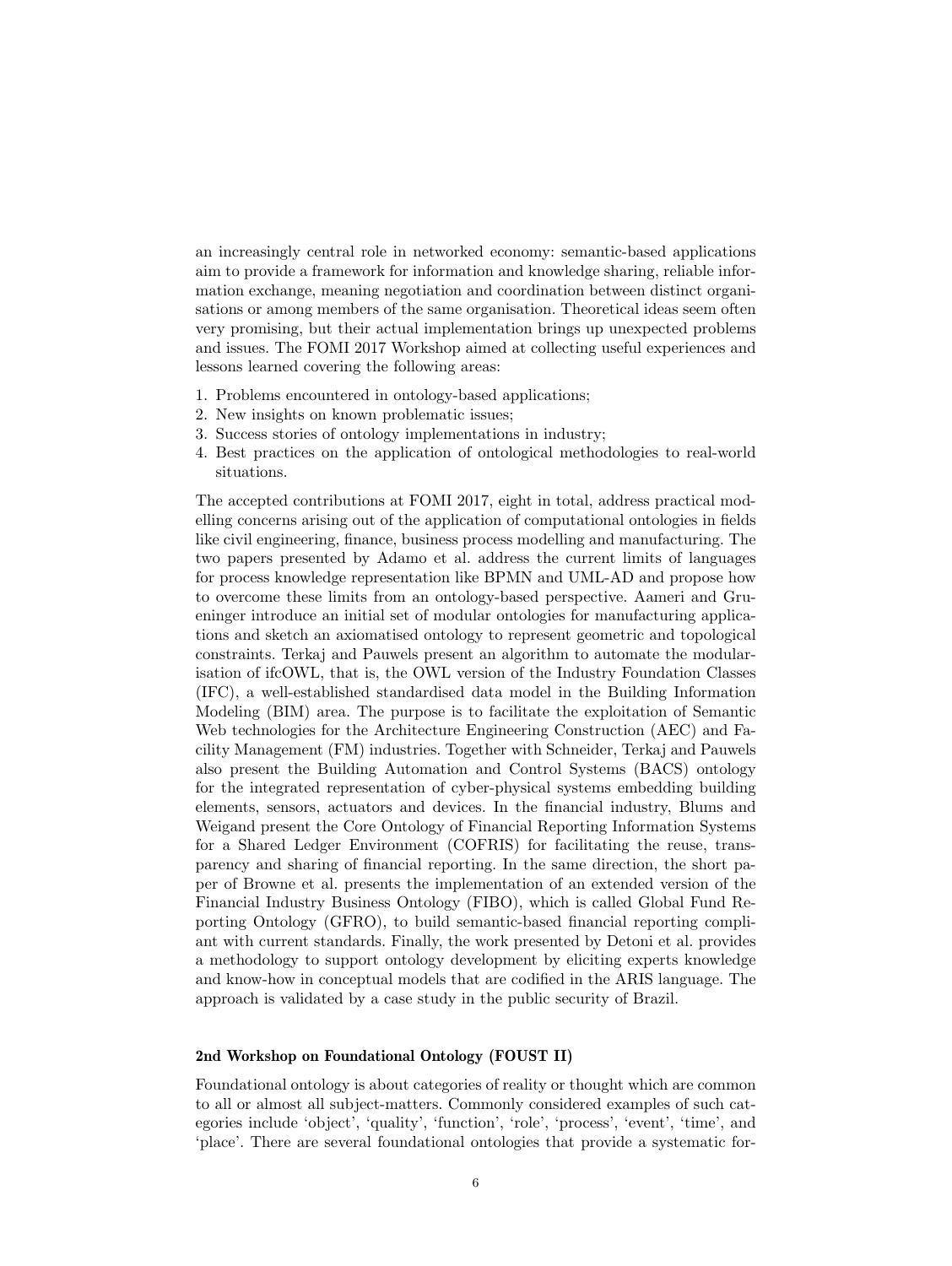an increasingly central role in networked economy: semantic-based applications aim to provide a framework for information and knowledge sharing, reliable information exchange, meaning negotiation and coordination between distinct organisations or among members of the same organisation. Theoretical ideas seem often very promising, but their actual implementation brings up unexpected problems and issues. The FOMI 2017 Workshop aimed at collecting useful experiences and lessons learned covering the following areas:

1. Problems encountered in ontology-based applications;
2. New insights on known problematic issues;
3. Success stories of ontology implementations in industry;
4. Best practices on the application of ontological methodologies to real-world situations.

The accepted contributions at FOMI 2017, eight in total, address practical modelling concerns arising out of the application of computational ontologies in fields like civil engineering, finance, business process modelling and manufacturing. The two papers presented by Adamo et al. address the current limits of languages for process knowledge representation like BPMN and UML-AD and propose how to overcome these limits from an ontology-based perspective. Aameri and Grueninger introduce an initial set of modular ontologies for manufacturing applications and sketch an axiomatised ontology to represent geometric and topological constraints. Terkaj and Pauwels present an algorithm to automate the modularisation of ifcOWL, that is, the OWL version of the Industry Foundation Classes (IFC), a well-established standardised data model in the Building Information Modeling (BIM) area. The purpose is to facilitate the exploitation of Semantic Web technologies for the Architecture Engineering Construction (AEC) and Facility Management (FM) industries. Together with Schneider, Terkaj and Pauwels also present the Building Automation and Control Systems (BACS) ontology for the integrated representation of cyber-physical systems embedding building elements, sensors, actuators and devices. In the financial industry, Blums and Weigand present the Core Ontology of Financial Reporting Information Systems for a Shared Ledger Environment (COFRIS) for facilitating the reuse, transparency and sharing of financial reporting. In the same direction, the short paper of Browne et al. presents the implementation of an extended version of the Financial Industry Business Ontology (FIBO), which is called Global Fund Reporting Ontology (GFRO), to build semantic-based financial reporting compliant with current standards. Finally, the work presented by Detoni et al. provides a methodology to support ontology development by eliciting experts knowledge and know-how in conceptual models that are codified in the ARIS language. The approach is validated by a case study in the public security of Brazil.

#### 2nd Workshop on Foundational Ontology (FOUST II)

Foundational ontology is about categories of reality or thought which are common to all or almost all subject-matters. Commonly considered examples of such categories include 'object', 'quality', 'function', 'role', 'process', 'event', 'time', and 'place'. There are several foundational ontologies that provide a systematic for-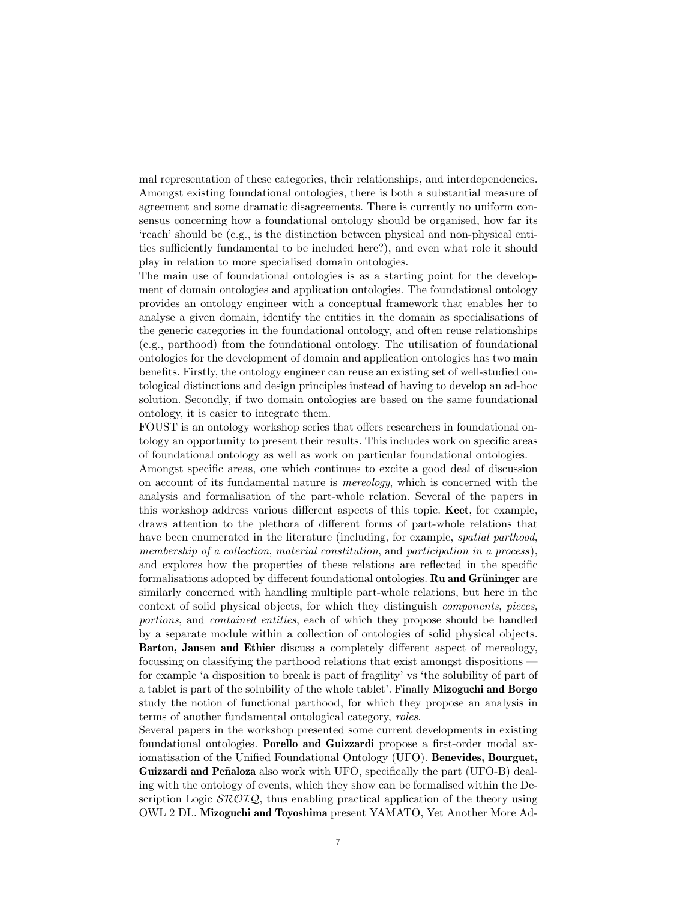mal representation of these categories, their relationships, and interdependencies. Amongst existing foundational ontologies, there is both a substantial measure of agreement and some dramatic disagreements. There is currently no uniform consensus concerning how a foundational ontology should be organised, how far its 'reach' should be (e.g., is the distinction between physical and non-physical entities sufficiently fundamental to be included here?), and even what role it should play in relation to more specialised domain ontologies.

The main use of foundational ontologies is as a starting point for the development of domain ontologies and application ontologies. The foundational ontology provides an ontology engineer with a conceptual framework that enables her to analyse a given domain, identify the entities in the domain as specialisations of the generic categories in the foundational ontology, and often reuse relationships (e.g., parthood) from the foundational ontology. The utilisation of foundational ontologies for the development of domain and application ontologies has two main benefits. Firstly, the ontology engineer can reuse an existing set of well-studied ontological distinctions and design principles instead of having to develop an ad-hoc solution. Secondly, if two domain ontologies are based on the same foundational ontology, it is easier to integrate them.

FOUST is an ontology workshop series that offers researchers in foundational ontology an opportunity to present their results. This includes work on specific areas of foundational ontology as well as work on particular foundational ontologies.

Amongst specific areas, one which continues to excite a good deal of discussion on account of its fundamental nature is *mereology*, which is concerned with the analysis and formalisation of the part-whole relation. Several of the papers in this workshop address various different aspects of this topic. **Keet**, for example, draws attention to the plethora of different forms of part-whole relations that have been enumerated in the literature (including, for example, *spatial parthood*, *membership of a collection*, *material constitution*, and *participation in a process*), and explores how the properties of these relations are reflected in the specific formalisations adopted by different foundational ontologies. **Ru and Grüninger** are similarly concerned with handling multiple part-whole relations, but here in the context of solid physical objects, for which they distinguish *components*, *pieces*, *portions*, and *contained entities*, each of which they propose should be handled by a separate module within a collection of ontologies of solid physical objects. **Barton, Jansen and Ethier** discuss a completely different aspect of mereology, focussing on classifying the parthood relations that exist amongst dispositions — for example 'a disposition to break is part of fragility' vs 'the solubility of part of a tablet is part of the solubility of the whole tablet'. Finally **Mizoguchi and Borgo** study the notion of functional parthood, for which they propose an analysis in terms of another fundamental ontological category, *roles*.

Several papers in the workshop presented some current developments in existing foundational ontologies. **Porello and Guizzardi** propose a first-order modal axiomatisation of the Unified Foundational Ontology (UFO). **Benevides, Bourguet, Guizzardi and Peñaloza** also work with UFO, specifically the part (UFO-B) dealing with the ontology of events, which they show can be formalised within the Description Logic $\mathcal{SROIQ}$, thus enabling practical application of the theory using OWL 2 DL. **Mizoguchi and Toyoshima** present YAMATO, Yet Another More Ad-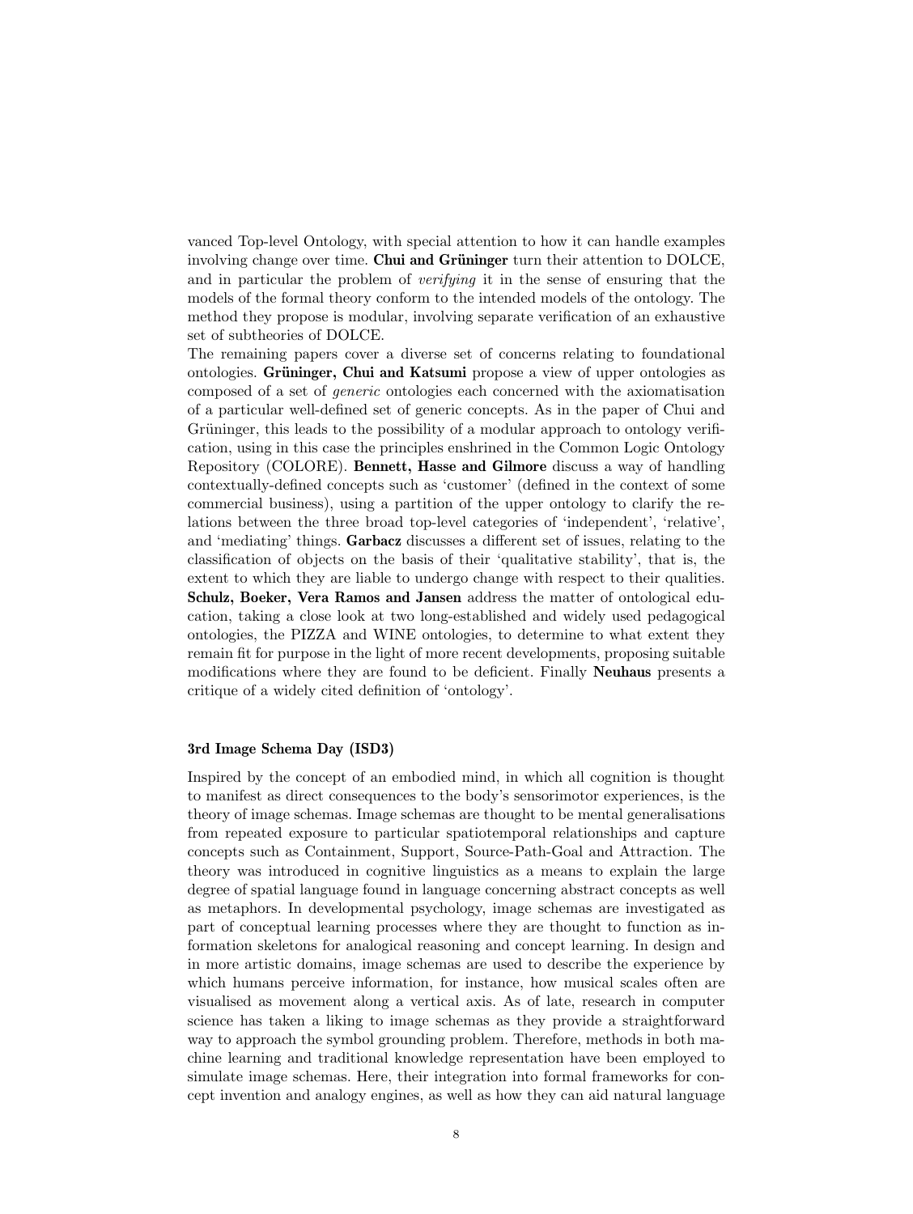vanced Top-level Ontology, with special attention to how it can handle examples involving change over time. **Chui and Grüninger** turn their attention to DOLCE, and in particular the problem of *verifying* it in the sense of ensuring that the models of the formal theory conform to the intended models of the ontology. The method they propose is modular, involving separate verification of an exhaustive set of subtheories of DOLCE.

The remaining papers cover a diverse set of concerns relating to foundational ontologies. **Grüninger, Chui and Katsumi** propose a view of upper ontologies as composed of a set of *generic* ontologies each concerned with the axiomatisation of a particular well-defined set of generic concepts. As in the paper of Chui and Grüninger, this leads to the possibility of a modular approach to ontology verification, using in this case the principles enshrined in the Common Logic Ontology Repository (COLORE). **Bennett, Hasse and Gilmore** discuss a way of handling contextually-defined concepts such as 'customer' (defined in the context of some commercial business), using a partition of the upper ontology to clarify the relations between the three broad top-level categories of 'independent', 'relative', and 'mediating' things. **Garbacz** discusses a different set of issues, relating to the classification of objects on the basis of their 'qualitative stability', that is, the extent to which they are liable to undergo change with respect to their qualities. **Schulz, Boeker, Vera Ramos and Jansen** address the matter of ontological education, taking a close look at two long-established and widely used pedagogical ontologies, the PIZZA and WINE ontologies, to determine to what extent they remain fit for purpose in the light of more recent developments, proposing suitable modifications where they are found to be deficient. Finally **Neuhaus** presents a critique of a widely cited definition of 'ontology'.

### 3rd Image Schema Day (ISD3)

Inspired by the concept of an embodied mind, in which all cognition is thought to manifest as direct consequences to the body's sensorimotor experiences, is the theory of image schemas. Image schemas are thought to be mental generalisations from repeated exposure to particular spatiotemporal relationships and capture concepts such as Containment, Support, Source-Path-Goal and Attraction. The theory was introduced in cognitive linguistics as a means to explain the large degree of spatial language found in language concerning abstract concepts as well as metaphors. In developmental psychology, image schemas are investigated as part of conceptual learning processes where they are thought to function as information skeletons for analogical reasoning and concept learning. In design and in more artistic domains, image schemas are used to describe the experience by which humans perceive information, for instance, how musical scales often are visualised as movement along a vertical axis. As of late, research in computer science has taken a liking to image schemas as they provide a straightforward way to approach the symbol grounding problem. Therefore, methods in both machine learning and traditional knowledge representation have been employed to simulate image schemas. Here, their integration into formal frameworks for concept invention and analogy engines, as well as how they can aid natural language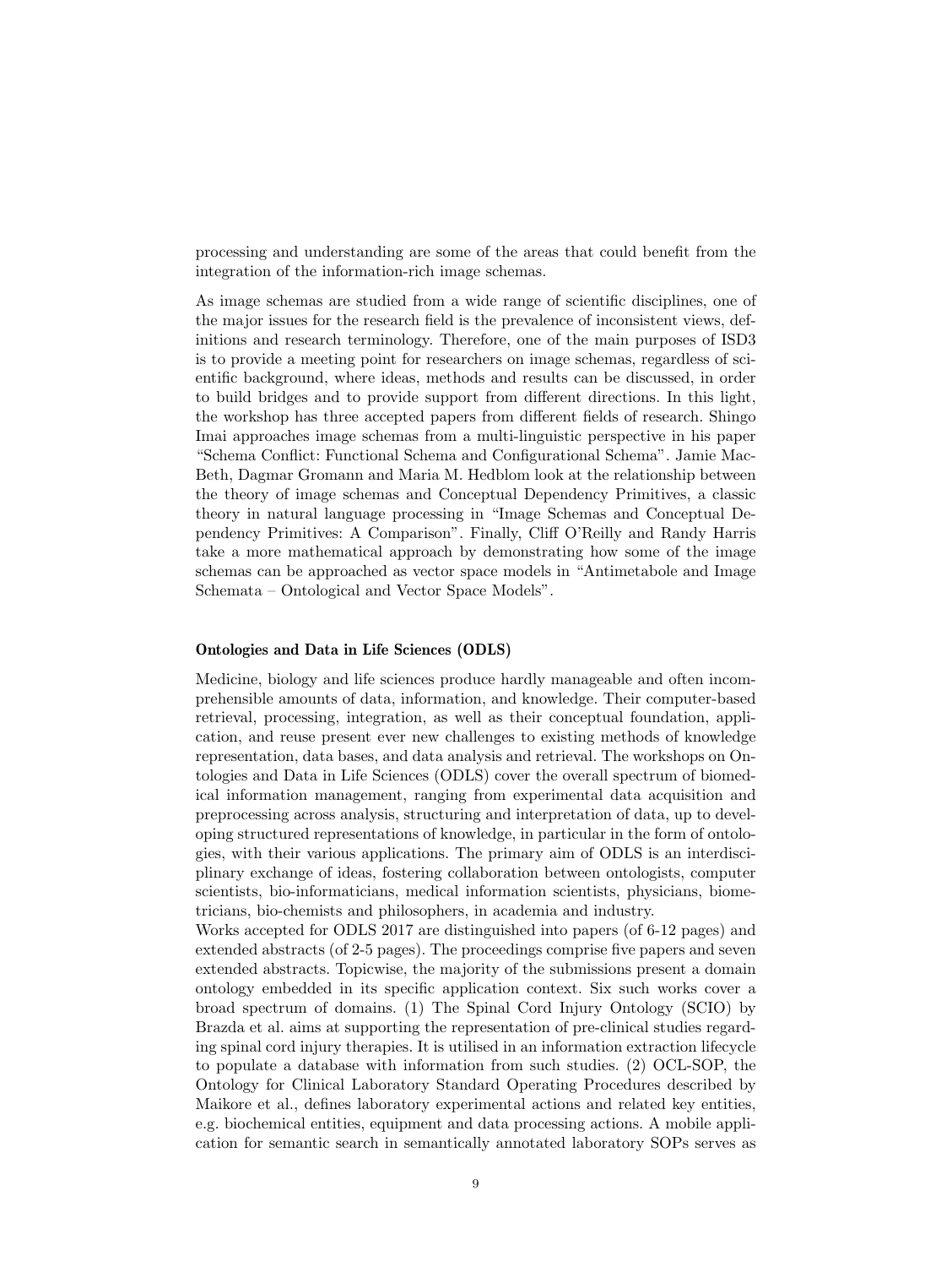processing and understanding are some of the areas that could benefit from the integration of the information-rich image schemas.

As image schemas are studied from a wide range of scientific disciplines, one of the major issues for the research field is the prevalence of inconsistent views, definitions and research terminology. Therefore, one of the main purposes of ISD3 is to provide a meeting point for researchers on image schemas, regardless of scientific background, where ideas, methods and results can be discussed, in order to build bridges and to provide support from different directions. In this light, the workshop has three accepted papers from different fields of research. Shingo Imai approaches image schemas from a multi-linguistic perspective in his paper "Schema Conflict: Functional Schema and Configurational Schema". Jamie MacBeth, Dagmar Gromann and Maria M. Hedblom look at the relationship between the theory of image schemas and Conceptual Dependency Primitives, a classic theory in natural language processing in "Image Schemas and Conceptual Dependency Primitives: A Comparison". Finally, Cliff O'Reilly and Randy Harris take a more mathematical approach by demonstrating how some of the image schemas can be approached as vector space models in "Antimetabole and Image Schemata – Ontological and Vector Space Models".

#### Ontologies and Data in Life Sciences (ODLS)

Medicine, biology and life sciences produce hardly manageable and often incomprehensible amounts of data, information, and knowledge. Their computer-based retrieval, processing, integration, as well as their conceptual foundation, application, and reuse present ever new challenges to existing methods of knowledge representation, data bases, and data analysis and retrieval. The workshops on Ontologies and Data in Life Sciences (ODLS) cover the overall spectrum of biomedical information management, ranging from experimental data acquisition and preprocessing across analysis, structuring and interpretation of data, up to developing structured representations of knowledge, in particular in the form of ontologies, with their various applications. The primary aim of ODLS is an interdisciplinary exchange of ideas, fostering collaboration between ontologists, computer scientists, bio-informaticians, medical information scientists, physicians, biometricians, bio-chemists and philosophers, in academia and industry.
Works accepted for ODLS 2017 are distinguished into papers (of 6-12 pages) and extended abstracts (of 2-5 pages). The proceedings comprise five papers and seven extended abstracts. Topicwise, the majority of the submissions present a domain ontology embedded in its specific application context. Six such works cover a broad spectrum of domains. (1) The Spinal Cord Injury Ontology (SCIO) by Brazda et al. aims at supporting the representation of pre-clinical studies regarding spinal cord injury therapies. It is utilised in an information extraction lifecycle to populate a database with information from such studies. (2) OCL-SOP, the Ontology for Clinical Laboratory Standard Operating Procedures described by Maikore et al., defines laboratory experimental actions and related key entities, e.g. biochemical entities, equipment and data processing actions. A mobile application for semantic search in semantically annotated laboratory SOPs serves as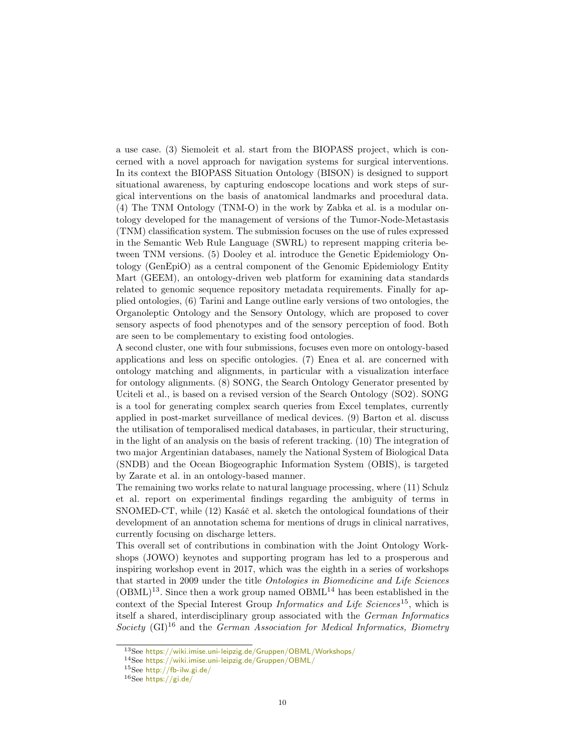a use case. (3) Siemoleit et al. start from the BIOPASS project, which is concerned with a novel approach for navigation systems for surgical interventions. In its context the BIOPASS Situation Ontology (BISON) is designed to support situational awareness, by capturing endoscope locations and work steps of surgical interventions on the basis of anatomical landmarks and procedural data. (4) The TNM Ontology (TNM-O) in the work by Zabka et al. is a modular ontology developed for the management of versions of the Tumor-Node-Metastasis (TNM) classification system. The submission focuses on the use of rules expressed in the Semantic Web Rule Language (SWRL) to represent mapping criteria between TNM versions. (5) Dooley et al. introduce the Genetic Epidemiology Ontology (GenEpiO) as a central component of the Genomic Epidemiology Entity Mart (GEEM), an ontology-driven web platform for examining data standards related to genomic sequence repository metadata requirements. Finally for applied ontologies, (6) Tarini and Lange outline early versions of two ontologies, the Organoleptic Ontology and the Sensory Ontology, which are proposed to cover sensory aspects of food phenotypes and of the sensory perception of food. Both are seen to be complementary to existing food ontologies.

A second cluster, one with four submissions, focuses even more on ontology-based applications and less on specific ontologies. (7) Enea et al. are concerned with ontology matching and alignments, in particular with a visualization interface for ontology alignments. (8) SONG, the Search Ontology Generator presented by Uciteli et al., is based on a revised version of the Search Ontology (SO2). SONG is a tool for generating complex search queries from Excel templates, currently applied in post-market surveillance of medical devices. (9) Barton et al. discuss the utilisation of temporalised medical databases, in particular, their structuring, in the light of an analysis on the basis of referent tracking. (10) The integration of two major Argentinian databases, namely the National System of Biological Data (SNDB) and the Ocean Biogeographic Information System (OBIS), is targeted by Zarate et al. in an ontology-based manner.

The remaining two works relate to natural language processing, where (11) Schulz et al. report on experimental findings regarding the ambiguity of terms in SNOMED-CT, while (12) Kasáč et al. sketch the ontological foundations of their development of an annotation schema for mentions of drugs in clinical narratives, currently focusing on discharge letters.

This overall set of contributions in combination with the Joint Ontology Workshops (JOWO) keynotes and supporting program has led to a prosperous and inspiring workshop event in 2017, which was the eighth in a series of workshops that started in 2009 under the title *Ontologies in Biomedicine and Life Sciences* (OBML)[13]. Since then a work group named OBML[14] has been established in the context of the Special Interest Group *Informatics and Life Sciences*[15], which is itself a shared, interdisciplinary group associated with the *German Informatics Society* (GI)[16] and the *German Association for Medical Informatics, Biometry*

---

[13] See https://wiki.imise.uni-leipzig.de/Gruppen/OBML/Workshops/

[14] See https://wiki.imise.uni-leipzig.de/Gruppen/OBML/

[15] See http://fb-ilw.gi.de/

[16] See https://gi.de/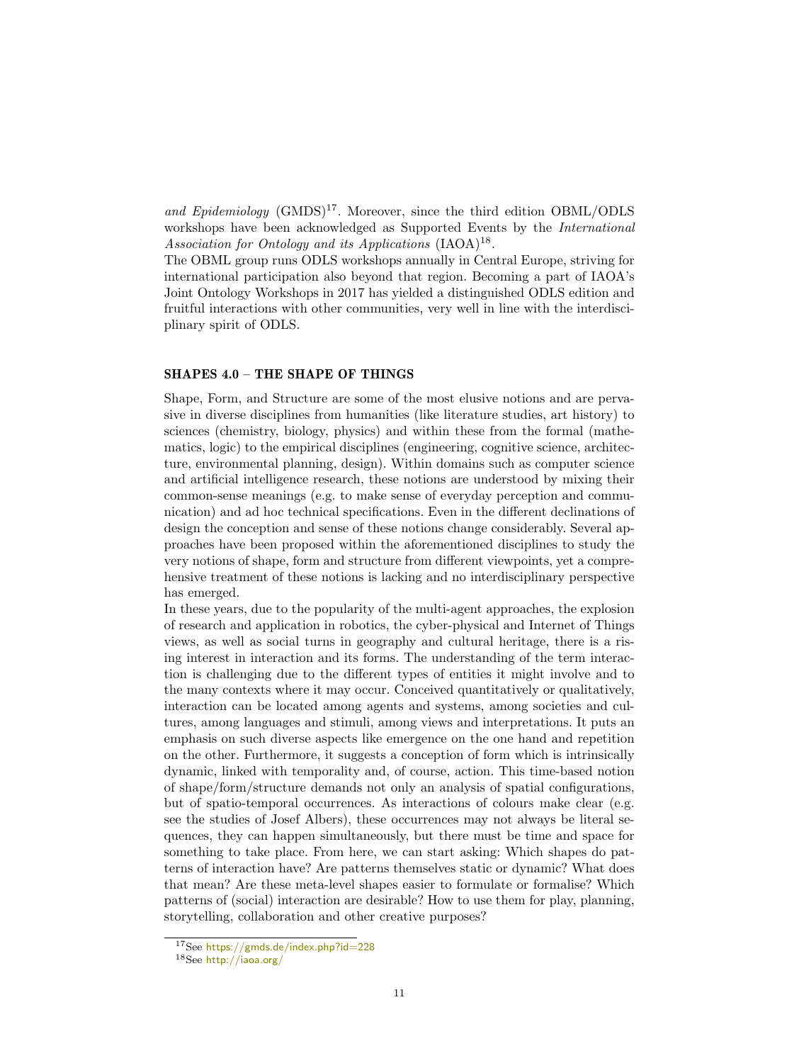*and Epidemiology* (GMDS)[17]. Moreover, since the third edition OBML/ODLS workshops have been acknowledged as Supported Events by the *International Association for Ontology and its Applications* (IAOA)[18].

The OBML group runs ODLS workshops annually in Central Europe, striving for international participation also beyond that region. Becoming a part of IAOA's Joint Ontology Workshops in 2017 has yielded a distinguished ODLS edition and fruitful interactions with other communities, very well in line with the interdisciplinary spirit of ODLS.

## SHAPES 4.0 – THE SHAPE OF THINGS

Shape, Form, and Structure are some of the most elusive notions and are pervasive in diverse disciplines from humanities (like literature studies, art history) to sciences (chemistry, biology, physics) and within these from the formal (mathematics, logic) to the empirical disciplines (engineering, cognitive science, architecture, environmental planning, design). Within domains such as computer science and artificial intelligence research, these notions are understood by mixing their common-sense meanings (e.g. to make sense of everyday perception and communication) and ad hoc technical specifications. Even in the different declinations of design the conception and sense of these notions change considerably. Several approaches have been proposed within the aforementioned disciplines to study the very notions of shape, form and structure from different viewpoints, yet a comprehensive treatment of these notions is lacking and no interdisciplinary perspective has emerged.

In these years, due to the popularity of the multi-agent approaches, the explosion of research and application in robotics, the cyber-physical and Internet of Things views, as well as social turns in geography and cultural heritage, there is a rising interest in interaction and its forms. The understanding of the term interaction is challenging due to the different types of entities it might involve and to the many contexts where it may occur. Conceived quantitatively or qualitatively, interaction can be located among agents and systems, among societies and cultures, among languages and stimuli, among views and interpretations. It puts an emphasis on such diverse aspects like emergence on the one hand and repetition on the other. Furthermore, it suggests a conception of form which is intrinsically dynamic, linked with temporality and, of course, action. This time-based notion of shape/form/structure demands not only an analysis of spatial configurations, but of spatio-temporal occurrences. As interactions of colours make clear (e.g. see the studies of Josef Albers), these occurrences may not always be literal sequences, they can happen simultaneously, but there must be time and space for something to take place. From here, we can start asking: Which shapes do patterns of interaction have? Are patterns themselves static or dynamic? What does that mean? Are these meta-level shapes easier to formulate or formalise? Which patterns of (social) interaction are desirable? How to use them for play, planning, storytelling, collaboration and other creative purposes?

[17] See https://gmds.de/index.php?id=228

[18] See http://iaoa.org/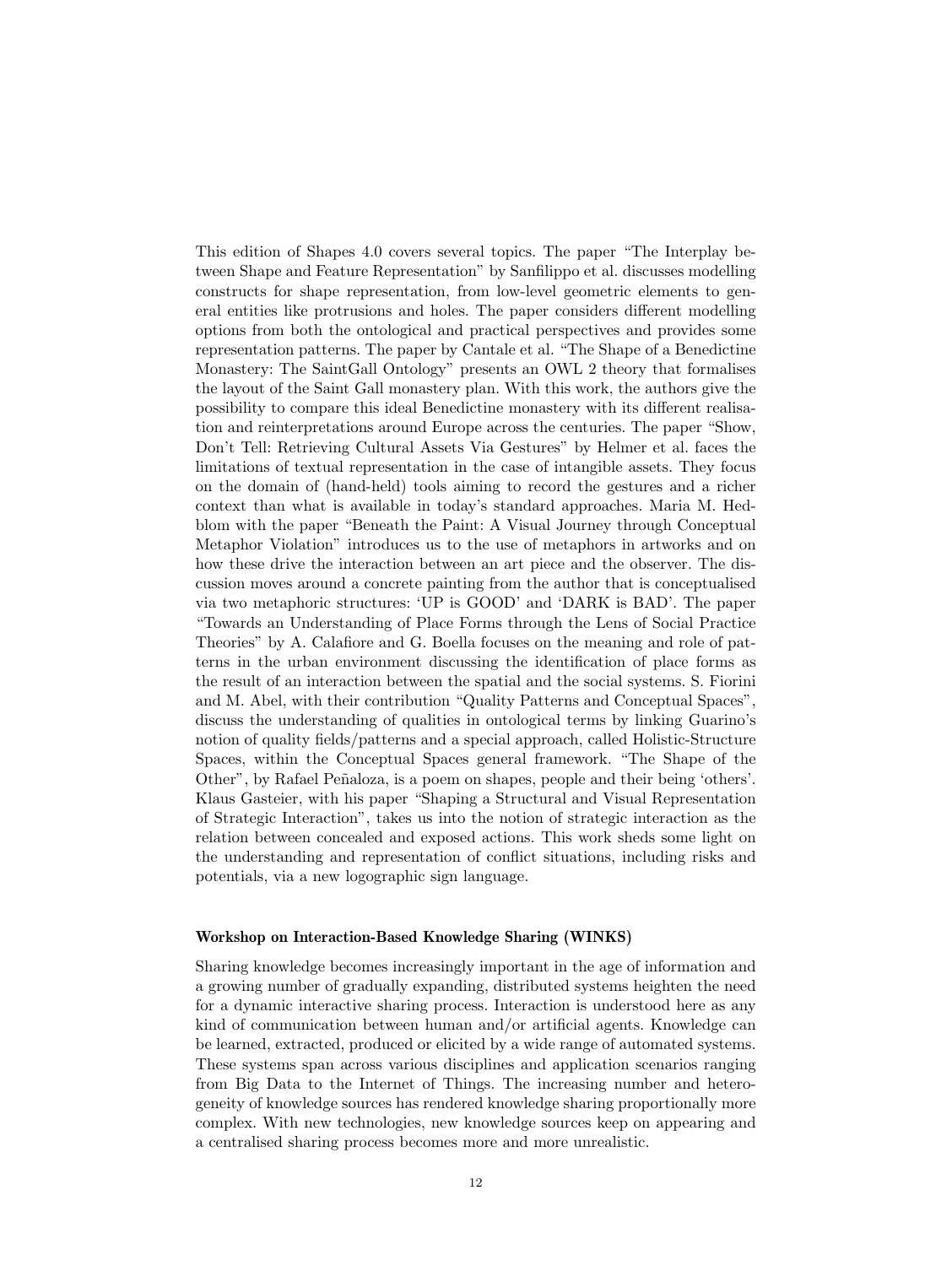This edition of Shapes 4.0 covers several topics. The paper "The Interplay between Shape and Feature Representation" by Sanfilippo et al. discusses modelling constructs for shape representation, from low-level geometric elements to general entities like protrusions and holes. The paper considers different modelling options from both the ontological and practical perspectives and provides some representation patterns. The paper by Cantale et al. "The Shape of a Benedictine Monastery: The SaintGall Ontology" presents an OWL 2 theory that formalises the layout of the Saint Gall monastery plan. With this work, the authors give the possibility to compare this ideal Benedictine monastery with its different realisation and reinterpretations around Europe across the centuries. The paper "Show, Don't Tell: Retrieving Cultural Assets Via Gestures" by Helmer et al. faces the limitations of textual representation in the case of intangible assets. They focus on the domain of (hand-held) tools aiming to record the gestures and a richer context than what is available in today's standard approaches. Maria M. Hedblom with the paper "Beneath the Paint: A Visual Journey through Conceptual Metaphor Violation" introduces us to the use of metaphors in artworks and on how these drive the interaction between an art piece and the observer. The discussion moves around a concrete painting from the author that is conceptualised via two metaphoric structures: 'UP is GOOD' and 'DARK is BAD'. The paper "Towards an Understanding of Place Forms through the Lens of Social Practice Theories" by A. Calafiore and G. Boella focuses on the meaning and role of patterns in the urban environment discussing the identification of place forms as the result of an interaction between the spatial and the social systems. S. Fiorini and M. Abel, with their contribution "Quality Patterns and Conceptual Spaces", discuss the understanding of qualities in ontological terms by linking Guarino's notion of quality fields/patterns and a special approach, called Holistic-Structure Spaces, within the Conceptual Spaces general framework. "The Shape of the Other", by Rafael Peñaloza, is a poem on shapes, people and their being 'others'. Klaus Gasteier, with his paper "Shaping a Structural and Visual Representation of Strategic Interaction", takes us into the notion of strategic interaction as the relation between concealed and exposed actions. This work sheds some light on the understanding and representation of conflict situations, including risks and potentials, via a new logographic sign language.

#### Workshop on Interaction-Based Knowledge Sharing (WINKS)

Sharing knowledge becomes increasingly important in the age of information and a growing number of gradually expanding, distributed systems heighten the need for a dynamic interactive sharing process. Interaction is understood here as any kind of communication between human and/or artificial agents. Knowledge can be learned, extracted, produced or elicited by a wide range of automated systems. These systems span across various disciplines and application scenarios ranging from Big Data to the Internet of Things. The increasing number and heterogeneity of knowledge sources has rendered knowledge sharing proportionally more complex. With new technologies, new knowledge sources keep on appearing and a centralised sharing process becomes more and more unrealistic.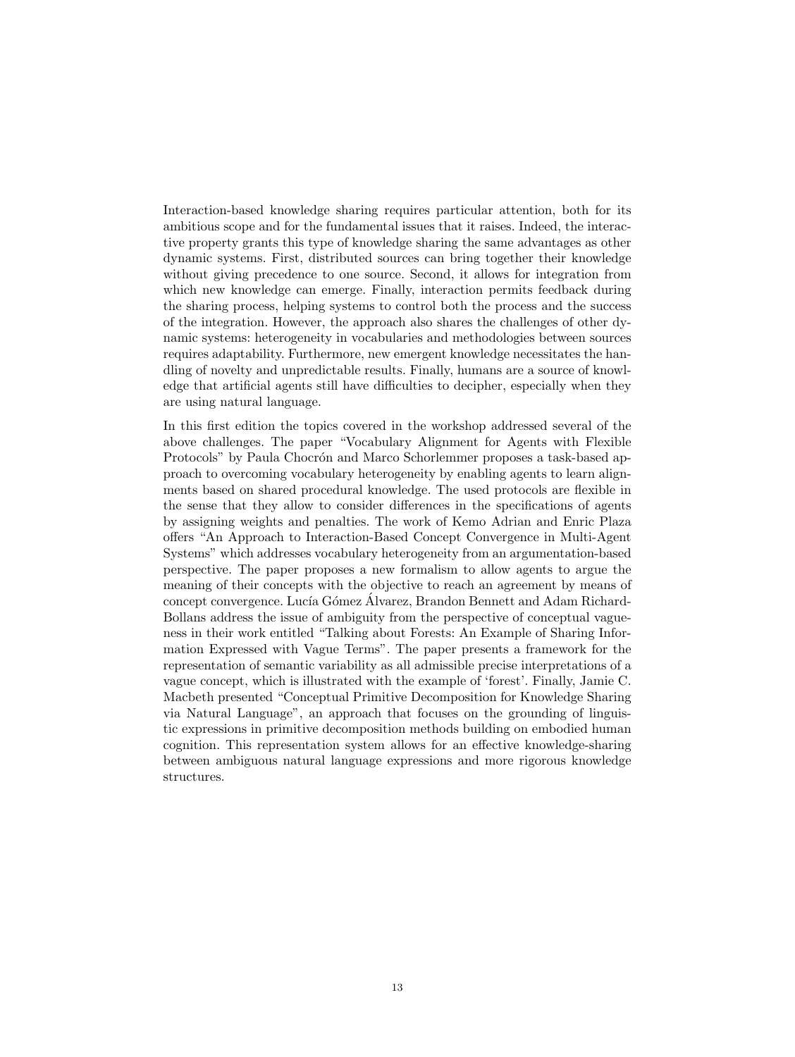Interaction-based knowledge sharing requires particular attention, both for its ambitious scope and for the fundamental issues that it raises. Indeed, the interactive property grants this type of knowledge sharing the same advantages as other dynamic systems. First, distributed sources can bring together their knowledge without giving precedence to one source. Second, it allows for integration from which new knowledge can emerge. Finally, interaction permits feedback during the sharing process, helping systems to control both the process and the success of the integration. However, the approach also shares the challenges of other dynamic systems: heterogeneity in vocabularies and methodologies between sources requires adaptability. Furthermore, new emergent knowledge necessitates the handling of novelty and unpredictable results. Finally, humans are a source of knowledge that artificial agents still have difficulties to decipher, especially when they are using natural language.

In this first edition the topics covered in the workshop addressed several of the above challenges. The paper "Vocabulary Alignment for Agents with Flexible Protocols" by Paula Chocrón and Marco Schorlemmer proposes a task-based approach to overcoming vocabulary heterogeneity by enabling agents to learn alignments based on shared procedural knowledge. The used protocols are flexible in the sense that they allow to consider differences in the specifications of agents by assigning weights and penalties. The work of Kemo Adrian and Enric Plaza offers "An Approach to Interaction-Based Concept Convergence in Multi-Agent Systems" which addresses vocabulary heterogeneity from an argumentation-based perspective. The paper proposes a new formalism to allow agents to argue the meaning of their concepts with the objective to reach an agreement by means of concept convergence. Lucía Gómez Álvarez, Brandon Bennett and Adam Richard-Bollans address the issue of ambiguity from the perspective of conceptual vagueness in their work entitled "Talking about Forests: An Example of Sharing Information Expressed with Vague Terms". The paper presents a framework for the representation of semantic variability as all admissible precise interpretations of a vague concept, which is illustrated with the example of 'forest'. Finally, Jamie C. Macbeth presented "Conceptual Primitive Decomposition for Knowledge Sharing via Natural Language", an approach that focuses on the grounding of linguistic expressions in primitive decomposition methods building on embodied human cognition. This representation system allows for an effective knowledge-sharing between ambiguous natural language expressions and more rigorous knowledge structures.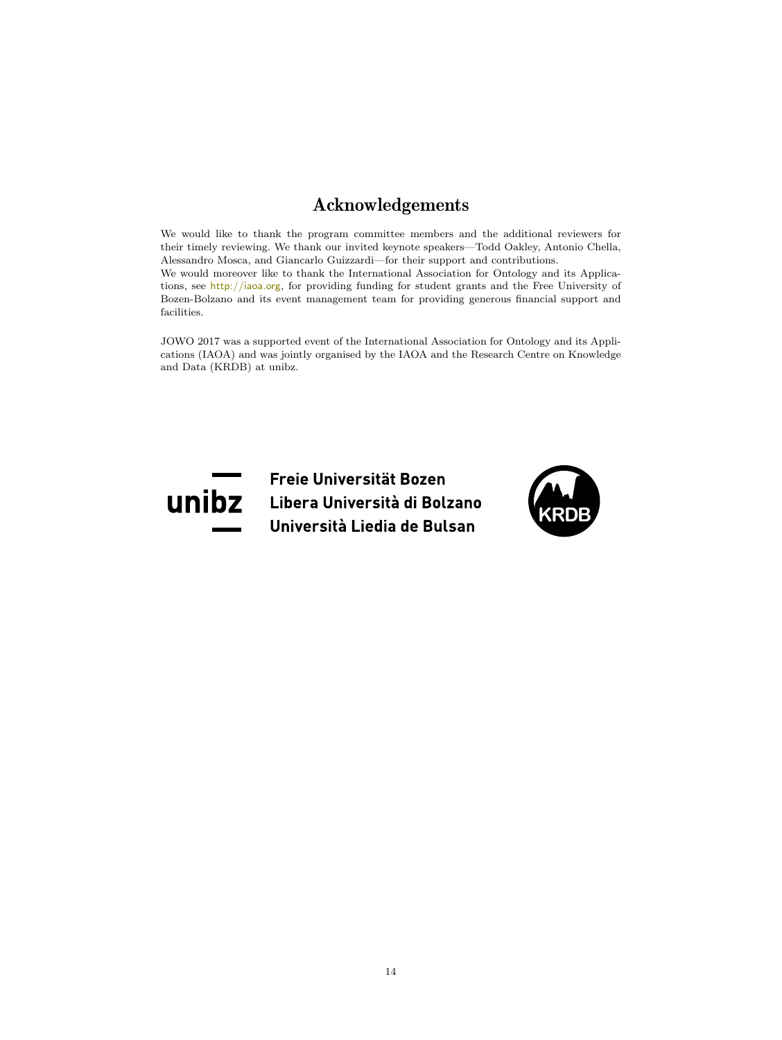# Acknowledgements

We would like to thank the program committee members and the additional reviewers for their timely reviewing. We thank our invited keynote speakers—Todd Oakley, Antonio Chella, Alessandro Mosca, and Giancarlo Guizzardi—for their support and contributions.
We would moreover like to thank the International Association for Ontology and its Applications, see http://iaoa.org, for providing funding for student grants and the Free University of Bozen-Bolzano and its event management team for providing generous financial support and facilities.

JOWO 2017 was a supported event of the International Association for Ontology and its Applications (IAOA) and was jointly organised by the IAOA and the Research Centre on Knowledge and Data (KRDB) at unibz.

unibz

Freie Universität Bozen
Libera Università di Bolzano
Università Liedia de Bulsan

KRDB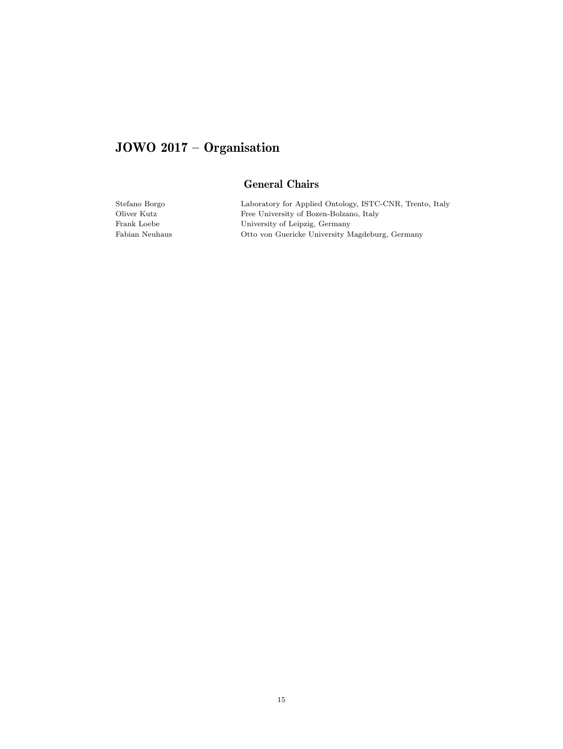# JOWO 2017 – Organisation

## General Chairs

| | |
|---|---|
| Stefano Borgo | Laboratory for Applied Ontology, ISTC-CNR, Trento, Italy |
| Oliver Kutz | Free University of Bozen-Bolzano, Italy |
| Frank Loebe | University of Leipzig, Germany |
| Fabian Neuhaus | Otto von Guericke University Magdeburg, Germany |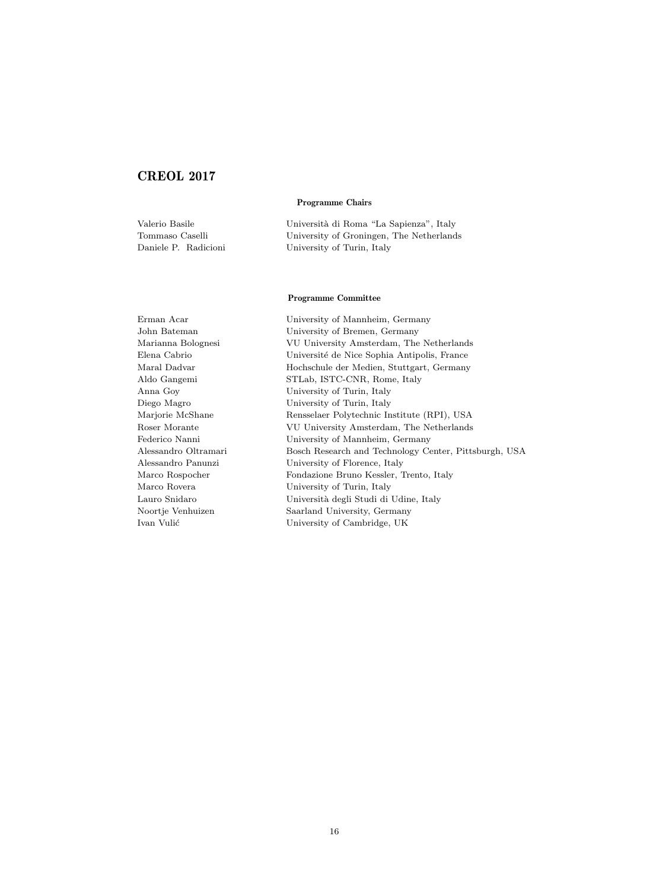## CREOL 2017

### Programme Chairs

| | |
|---|---|
| Valerio Basile | Università di Roma “La Sapienza”, Italy |
| Tommaso Caselli | University of Groningen, The Netherlands |
| Daniele P. Radicioni | University of Turin, Italy |

### Programme Committee

| | |
|---|---|
| Erman Acar | University of Mannheim, Germany |
| John Bateman | University of Bremen, Germany |
| Marianna Bolognesi | VU University Amsterdam, The Netherlands |
| Elena Cabrio | Université de Nice Sophia Antipolis, France |
| Maral Dadvar | Hochschule der Medien, Stuttgart, Germany |
| Aldo Gangemi | STLab, ISTC-CNR, Rome, Italy |
| Anna Goy | University of Turin, Italy |
| Diego Magro | University of Turin, Italy |
| Marjorie McShane | Rensselaer Polytechnic Institute (RPI), USA |
| Roser Morante | VU University Amsterdam, The Netherlands |
| Federico Nanni | University of Mannheim, Germany |
| Alessandro Oltramari | Bosch Research and Technology Center, Pittsburgh, USA |
| Alessandro Panunzi | University of Florence, Italy |
| Marco Rospocher | Fondazione Bruno Kessler, Trento, Italy |
| Marco Rovera | University of Turin, Italy |
| Lauro Snidaro | Università degli Studi di Udine, Italy |
| Noortje Venhuizen | Saarland University, Germany |
| Ivan Vulić | University of Cambridge, UK |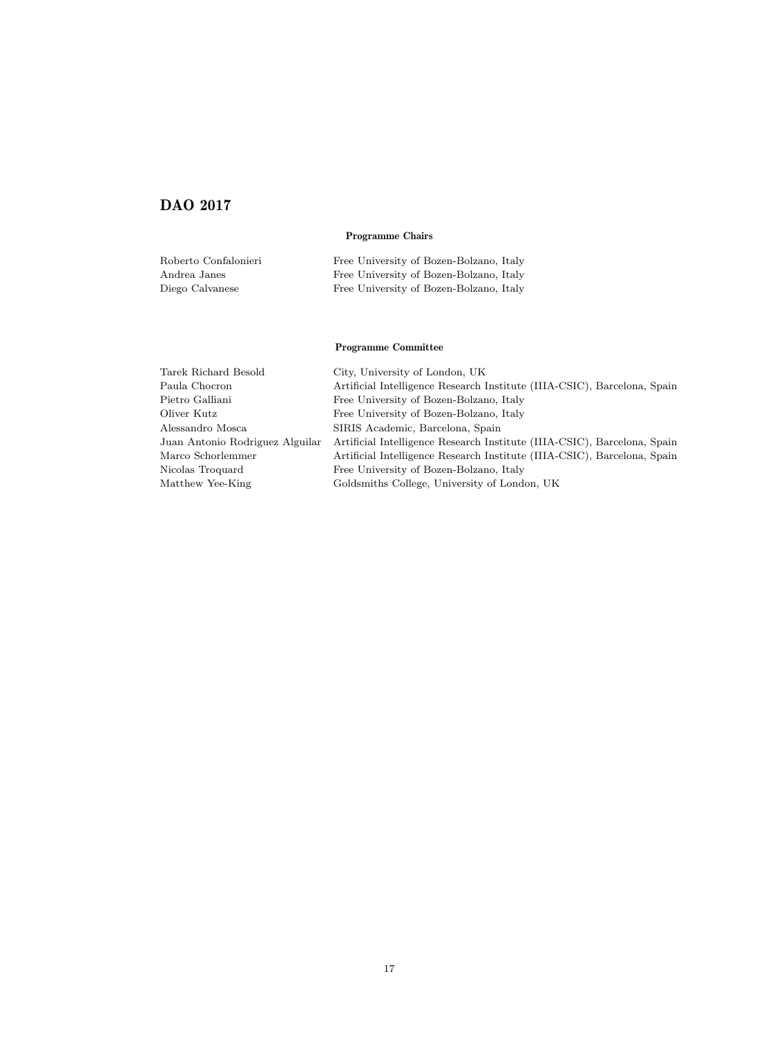## DAO 2017

### Programme Chairs

| | |
|---|---|
| Roberto Confalonieri | Free University of Bozen-Bolzano, Italy |
| Andrea Janes | Free University of Bozen-Bolzano, Italy |
| Diego Calvanese | Free University of Bozen-Bolzano, Italy |

### Programme Committee

| | |
|---|---|
| Tarek Richard Besold | City, University of London, UK |
| Paula Chocron | Artificial Intelligence Research Institute (IIIA-CSIC), Barcelona, Spain |
| Pietro Galliani | Free University of Bozen-Bolzano, Italy |
| Oliver Kutz | Free University of Bozen-Bolzano, Italy |
| Alessandro Mosca | SIRIS Academic, Barcelona, Spain |
| Juan Antonio Rodriguez Alguilar | Artificial Intelligence Research Institute (IIIA-CSIC), Barcelona, Spain |
| Marco Schorlemmer | Artificial Intelligence Research Institute (IIIA-CSIC), Barcelona, Spain |
| Nicolas Troquard | Free University of Bozen-Bolzano, Italy |
| Matthew Yee-King | Goldsmiths College, University of London, UK |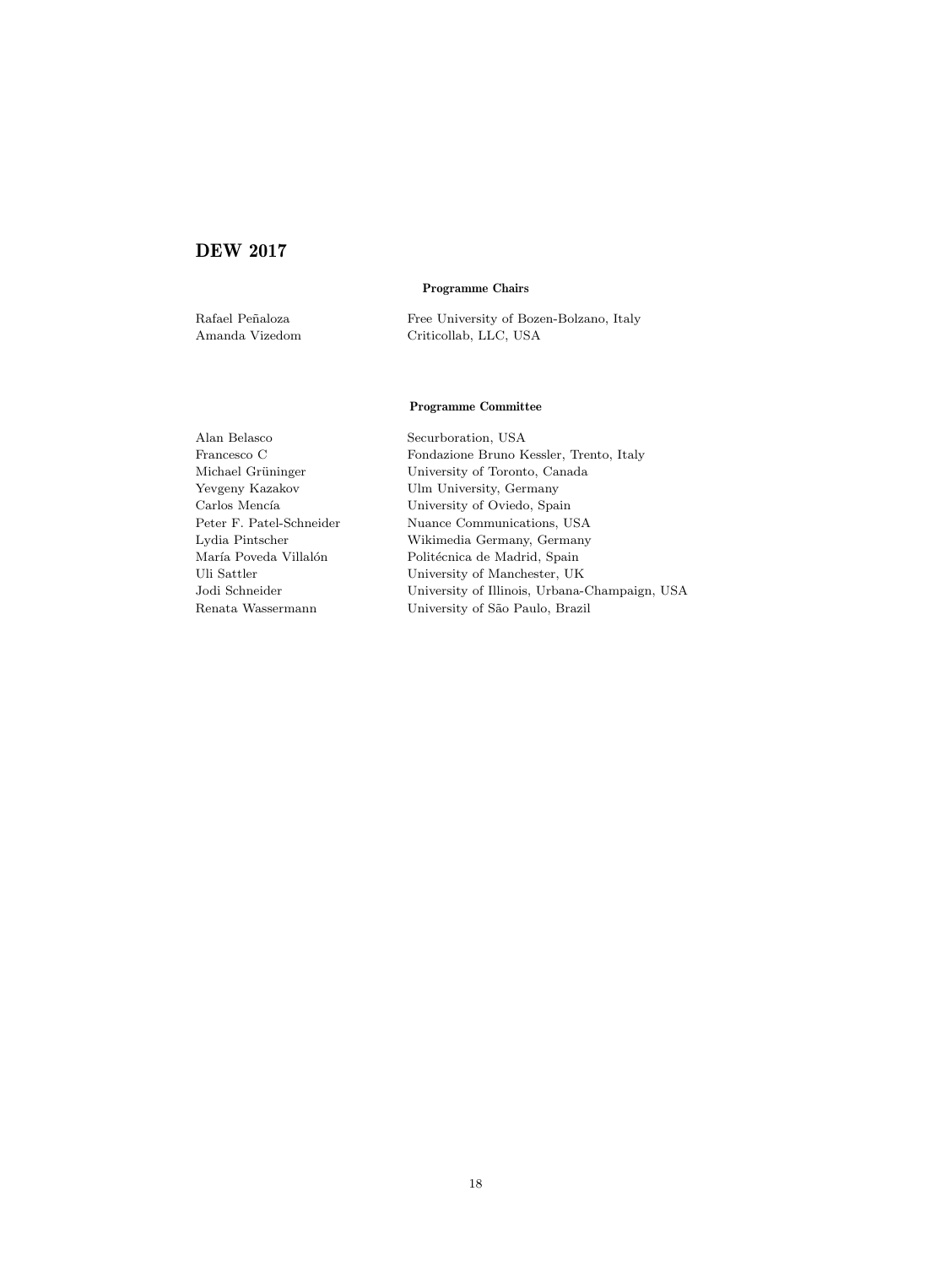# DEW 2017

**Programme Chairs**

| | |
|---|---|
| Rafael Peñaloza | Free University of Bozen-Bolzano, Italy |
| Amanda Vizedom | Criticollab, LLC, USA |

**Programme Committee**

| | |
|---|---|
| Alan Belasco | Securboration, USA |
| Francesco C | Fondazione Bruno Kessler, Trento, Italy |
| Michael Grüninger | University of Toronto, Canada |
| Yevgeny Kazakov | Ulm University, Germany |
| Carlos Mencía | University of Oviedo, Spain |
| Peter F. Patel-Schneider | Nuance Communications, USA |
| Lydia Pintscher | Wikimedia Germany, Germany |
| María Poveda Villalón | Politécnica de Madrid, Spain |
| Uli Sattler | University of Manchester, UK |
| Jodi Schneider | University of Illinois, Urbana-Champaign, USA |
| Renata Wassermann | University of São Paulo, Brazil |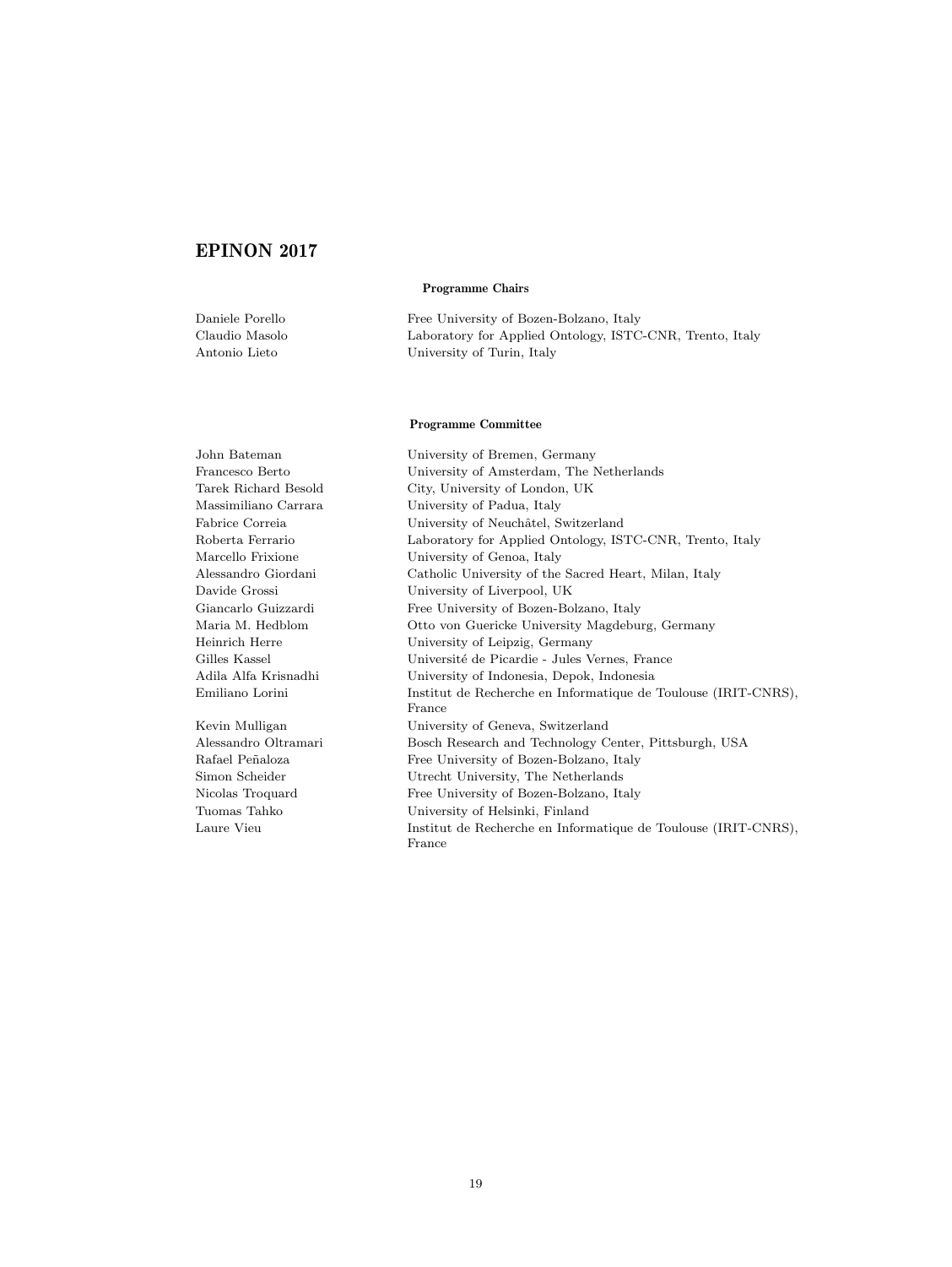## EPINON 2017

#### Programme Chairs

| | |
|---|---|
| Daniele Porello | Free University of Bozen-Bolzano, Italy |
| Claudio Masolo | Laboratory for Applied Ontology, ISTC-CNR, Trento, Italy |
| Antonio Lieto | University of Turin, Italy |

#### Programme Committee

| | |
|---|---|
| John Bateman | University of Bremen, Germany |
| Francesco Berto | University of Amsterdam, The Netherlands |
| Tarek Richard Besold | City, University of London, UK |
| Massimiliano Carrara | University of Padua, Italy |
| Fabrice Correia | University of Neuchâtel, Switzerland |
| Roberta Ferrario | Laboratory for Applied Ontology, ISTC-CNR, Trento, Italy |
| Marcello Frixione | University of Genoa, Italy |
| Alessandro Giordani | Catholic University of the Sacred Heart, Milan, Italy |
| Davide Grossi | University of Liverpool, UK |
| Giancarlo Guizzardi | Free University of Bozen-Bolzano, Italy |
| Maria M. Hedblom | Otto von Guericke University Magdeburg, Germany |
| Heinrich Herre | University of Leipzig, Germany |
| Gilles Kassel | Université de Picardie - Jules Vernes, France |
| Adila Alfa Krisnadhi | University of Indonesia, Depok, Indonesia |
| Emiliano Lorini | Institut de Recherche en Informatique de Toulouse (IRIT-CNRS), France |
| Kevin Mulligan | University of Geneva, Switzerland |
| Alessandro Oltramari | Bosch Research and Technology Center, Pittsburgh, USA |
| Rafael Peñaloza | Free University of Bozen-Bolzano, Italy |
| Simon Scheider | Utrecht University, The Netherlands |
| Nicolas Troquard | Free University of Bozen-Bolzano, Italy |
| Tuomas Tahko | University of Helsinki, Finland |
| Laure Vieu | Institut de Recherche en Informatique de Toulouse (IRIT-CNRS), France |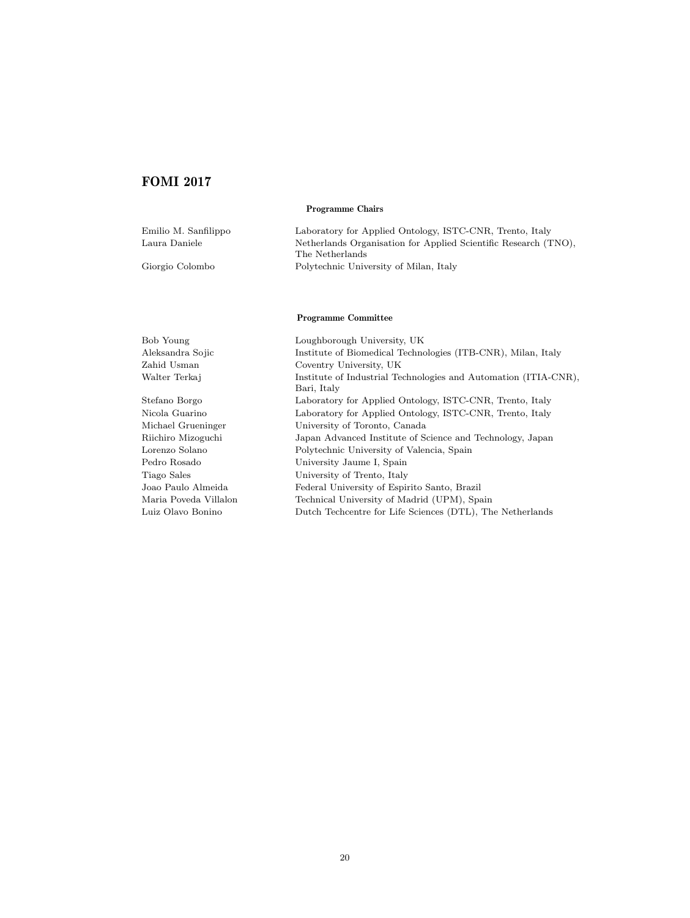## FOMI 2017

### Programme Chairs

| | |
|---|---|
| Emilio M. Sanfilippo | Laboratory for Applied Ontology, ISTC-CNR, Trento, Italy |
| Laura Daniele | Netherlands Organisation for Applied Scientific Research (TNO), The Netherlands |
| Giorgio Colombo | Polytechnic University of Milan, Italy |

### Programme Committee

| | |
|---|---|
| Bob Young | Loughborough University, UK |
| Aleksandra Sojic | Institute of Biomedical Technologies (ITB-CNR), Milan, Italy |
| Zahid Usman | Coventry University, UK |
| Walter Terkaj | Institute of Industrial Technologies and Automation (ITIA-CNR), Bari, Italy |
| Stefano Borgo | Laboratory for Applied Ontology, ISTC-CNR, Trento, Italy |
| Nicola Guarino | Laboratory for Applied Ontology, ISTC-CNR, Trento, Italy |
| Michael Grueninger | University of Toronto, Canada |
| Riichiro Mizoguchi | Japan Advanced Institute of Science and Technology, Japan |
| Lorenzo Solano | Polytechnic University of Valencia, Spain |
| Pedro Rosado | University Jaume I, Spain |
| Tiago Sales | University of Trento, Italy |
| Joao Paulo Almeida | Federal University of Espirito Santo, Brazil |
| Maria Poveda Villalon | Technical University of Madrid (UPM), Spain |
| Luiz Olavo Bonino | Dutch Techcentre for Life Sciences (DTL), The Netherlands |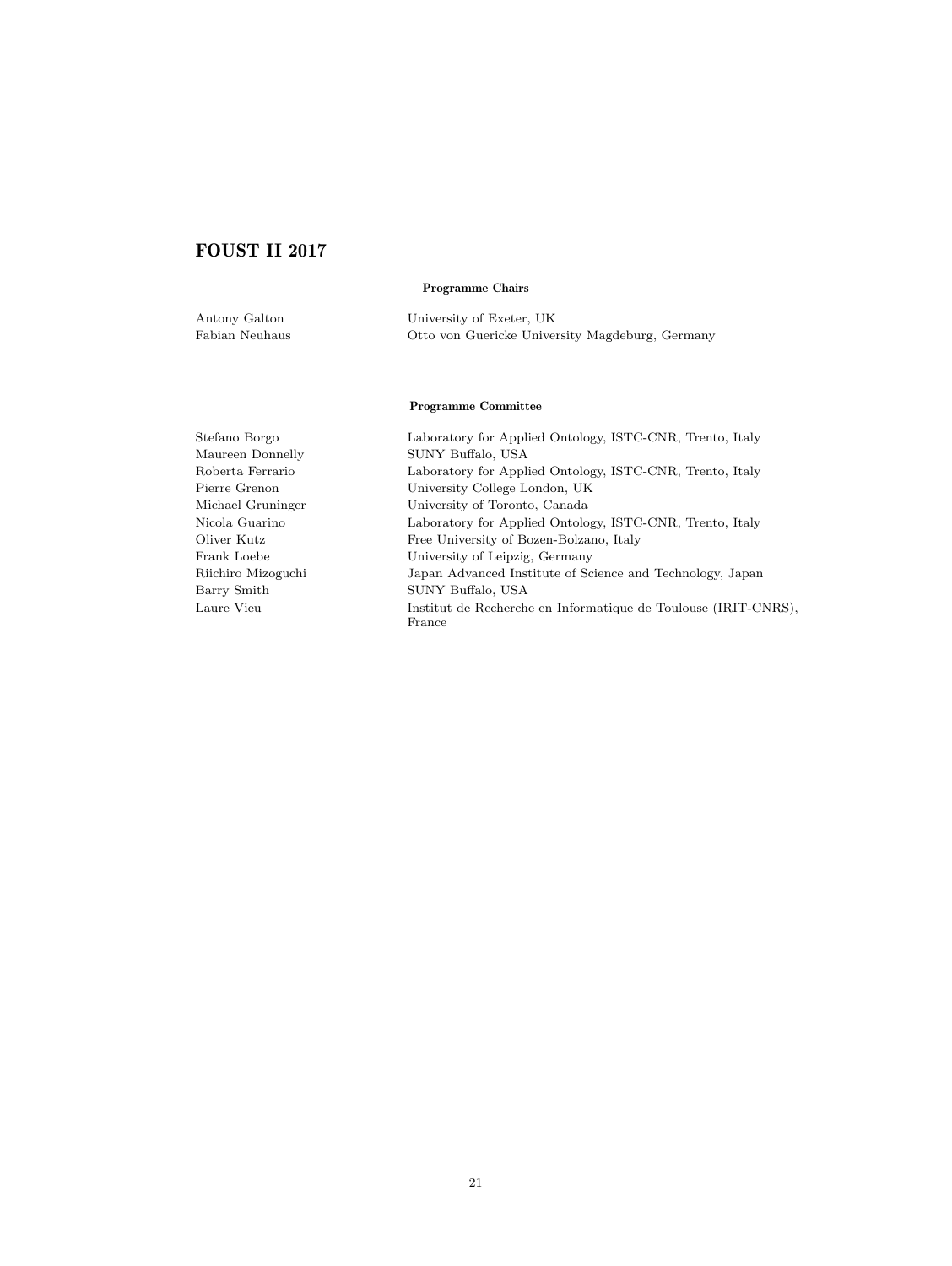## FOUST II 2017

### Programme Chairs

| | |
|---|---|
| Antony Galton | University of Exeter, UK |
| Fabian Neuhaus | Otto von Guericke University Magdeburg, Germany |

### Programme Committee

| | |
|---|---|
| Stefano Borgo | Laboratory for Applied Ontology, ISTC-CNR, Trento, Italy |
| Maureen Donnelly | SUNY Buffalo, USA |
| Roberta Ferrario | Laboratory for Applied Ontology, ISTC-CNR, Trento, Italy |
| Pierre Grenon | University College London, UK |
| Michael Gruninger | University of Toronto, Canada |
| Nicola Guarino | Laboratory for Applied Ontology, ISTC-CNR, Trento, Italy |
| Oliver Kutz | Free University of Bozen-Bolzano, Italy |
| Frank Loebe | University of Leipzig, Germany |
| Riichiro Mizoguchi | Japan Advanced Institute of Science and Technology, Japan |
| Barry Smith | SUNY Buffalo, USA |
| Laure Vieu | Institut de Recherche en Informatique de Toulouse (IRIT-CNRS), France |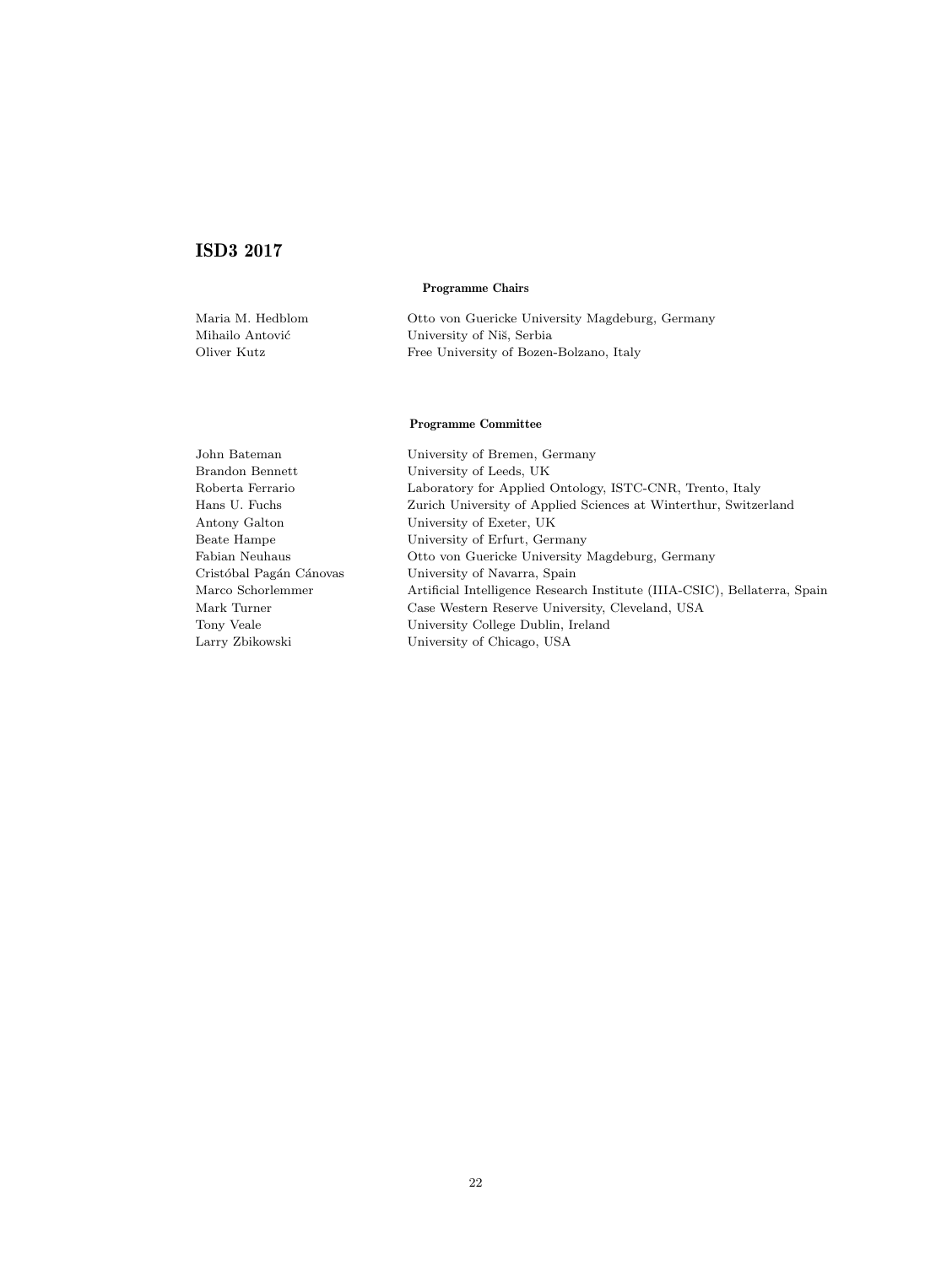## ISD3 2017

#### Programme Chairs

| | |
|---|---|
| Maria M. Hedblom | Otto von Guericke University Magdeburg, Germany |
| Mihailo Antović | University of Niš, Serbia |
| Oliver Kutz | Free University of Bozen-Bolzano, Italy |

#### Programme Committee

| | |
|---|---|
| John Bateman | University of Bremen, Germany |
| Brandon Bennett | University of Leeds, UK |
| Roberta Ferrario | Laboratory for Applied Ontology, ISTC-CNR, Trento, Italy |
| Hans U. Fuchs | Zurich University of Applied Sciences at Winterthur, Switzerland |
| Antony Galton | University of Exeter, UK |
| Beate Hampe | University of Erfurt, Germany |
| Fabian Neuhaus | Otto von Guericke University Magdeburg, Germany |
| Cristóbal Pagán Cánovas | University of Navarra, Spain |
| Marco Schorlemmer | Artificial Intelligence Research Institute (IIIA-CSIC), Bellaterra, Spain |
| Mark Turner | Case Western Reserve University, Cleveland, USA |
| Tony Veale | University College Dublin, Ireland |
| Larry Zbikowski | University of Chicago, USA |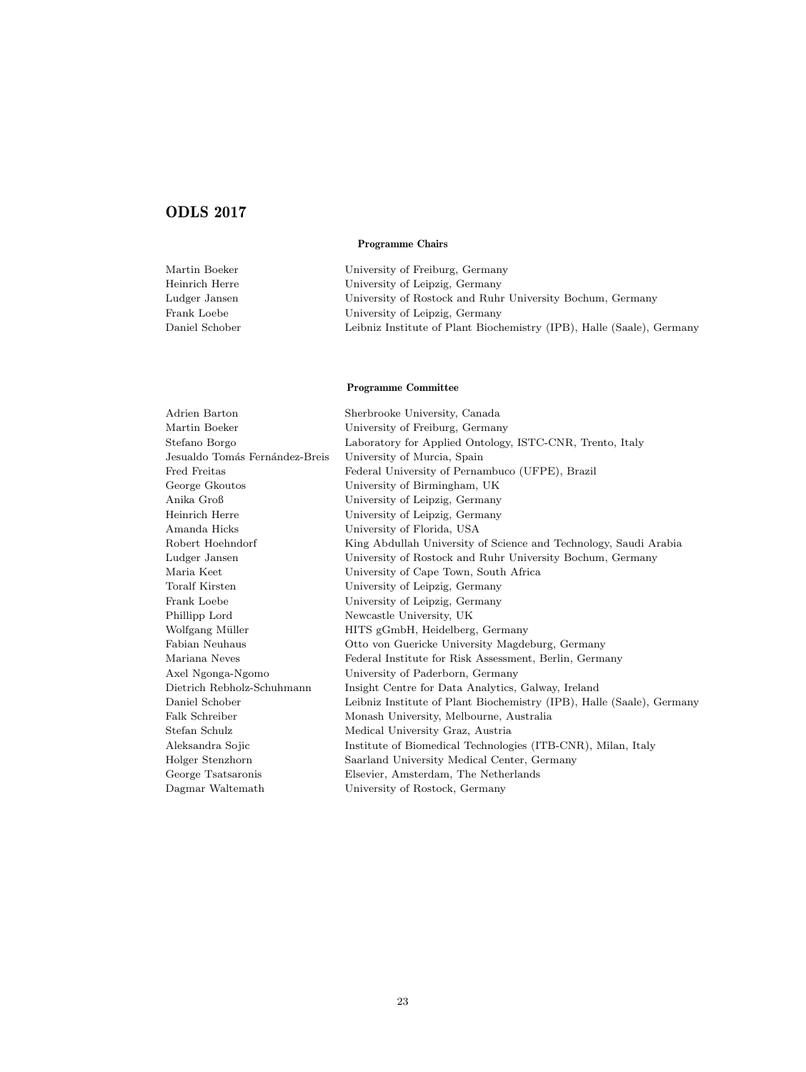# ODLS 2017

### Programme Chairs

| | |
|---|---|
| Martin Boeker | University of Freiburg, Germany |
| Heinrich Herre | University of Leipzig, Germany |
| Ludger Jansen | University of Rostock and Ruhr University Bochum, Germany |
| Frank Loebe | University of Leipzig, Germany |
| Daniel Schober | Leibniz Institute of Plant Biochemistry (IPB), Halle (Saale), Germany |

### Programme Committee

| | |
|---|---|
| Adrien Barton | Sherbrooke University, Canada |
| Martin Boeker | University of Freiburg, Germany |
| Stefano Borgo | Laboratory for Applied Ontology, ISTC-CNR, Trento, Italy |
| Jesualdo Tomás Fernández-Breis | University of Murcia, Spain |
| Fred Freitas | Federal University of Pernambuco (UFPE), Brazil |
| George Gkoutos | University of Birmingham, UK |
| Anika Groß | University of Leipzig, Germany |
| Heinrich Herre | University of Leipzig, Germany |
| Amanda Hicks | University of Florida, USA |
| Robert Hoehndorf | King Abdullah University of Science and Technology, Saudi Arabia |
| Ludger Jansen | University of Rostock and Ruhr University Bochum, Germany |
| Maria Keet | University of Cape Town, South Africa |
| Toralf Kirsten | University of Leipzig, Germany |
| Frank Loebe | University of Leipzig, Germany |
| Phillipp Lord | Newcastle University, UK |
| Wolfgang Müller | HITS gGmbH, Heidelberg, Germany |
| Fabian Neuhaus | Otto von Guericke University Magdeburg, Germany |
| Mariana Neves | Federal Institute for Risk Assessment, Berlin, Germany |
| Axel Ngonga-Ngomo | University of Paderborn, Germany |
| Dietrich Rebholz-Schuhmann | Insight Centre for Data Analytics, Galway, Ireland |
| Daniel Schober | Leibniz Institute of Plant Biochemistry (IPB), Halle (Saale), Germany |
| Falk Schreiber | Monash University, Melbourne, Australia |
| Stefan Schulz | Medical University Graz, Austria |
| Aleksandra Sojic | Institute of Biomedical Technologies (ITB-CNR), Milan, Italy |
| Holger Stenzhorn | Saarland University Medical Center, Germany |
| George Tsatsaronis | Elsevier, Amsterdam, The Netherlands |
| Dagmar Waltemath | University of Rostock, Germany |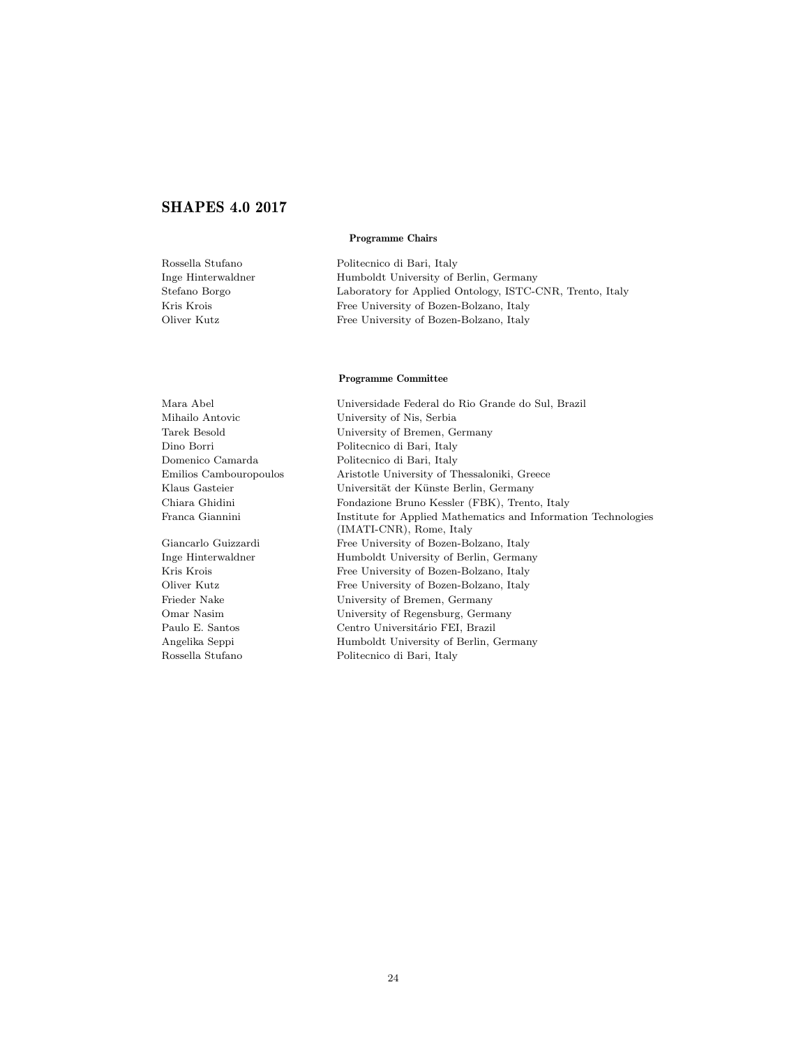## SHAPES 4.0 2017

**Programme Chairs**

| | |
|---|---|
| Rossella Stufano | Politecnico di Bari, Italy |
| Inge Hinterwaldner | Humboldt University of Berlin, Germany |
| Stefano Borgo | Laboratory for Applied Ontology, ISTC-CNR, Trento, Italy |
| Kris Krois | Free University of Bozen-Bolzano, Italy |
| Oliver Kutz | Free University of Bozen-Bolzano, Italy |

**Programme Committee**

| | |
|---|---|
| Mara Abel | Universidade Federal do Rio Grande do Sul, Brazil |
| Mihailo Antovic | University of Nis, Serbia |
| Tarek Besold | University of Bremen, Germany |
| Dino Borri | Politecnico di Bari, Italy |
| Domenico Camarda | Politecnico di Bari, Italy |
| Emilios Cambouropoulos | Aristotle University of Thessaloniki, Greece |
| Klaus Gasteier | Universität der Künste Berlin, Germany |
| Chiara Ghidini | Fondazione Bruno Kessler (FBK), Trento, Italy |
| Franca Giannini | Institute for Applied Mathematics and Information Technologies (IMATI-CNR), Rome, Italy |
| Giancarlo Guizzardi | Free University of Bozen-Bolzano, Italy |
| Inge Hinterwaldner | Humboldt University of Berlin, Germany |
| Kris Krois | Free University of Bozen-Bolzano, Italy |
| Oliver Kutz | Free University of Bozen-Bolzano, Italy |
| Frieder Nake | University of Bremen, Germany |
| Omar Nasim | University of Regensburg, Germany |
| Paulo E. Santos | Centro Universitário FEI, Brazil |
| Angelika Seppi | Humboldt University of Berlin, Germany |
| Rossella Stufano | Politecnico di Bari, Italy |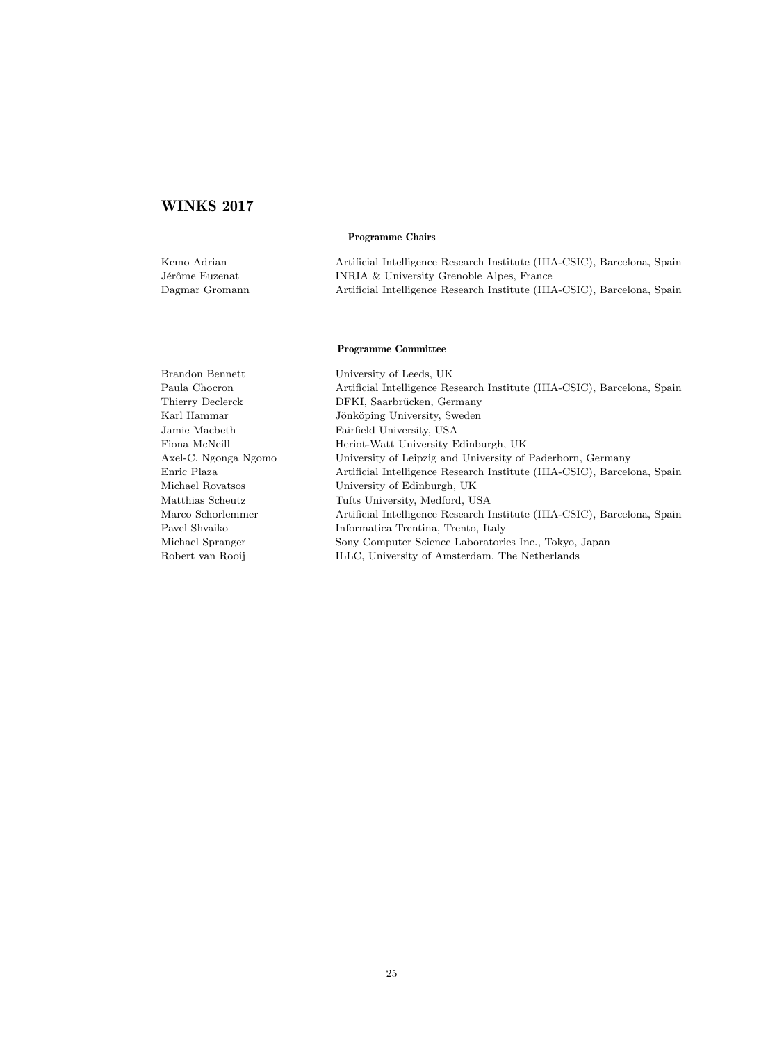# WINKS 2017

### Programme Chairs

| | |
|---|---|
| Kemo Adrian | Artificial Intelligence Research Institute (IIIA-CSIC), Barcelona, Spain |
| Jérôme Euzenat | INRIA & University Grenoble Alpes, France |
| Dagmar Gromann | Artificial Intelligence Research Institute (IIIA-CSIC), Barcelona, Spain |

### Programme Committee

| | |
|---|---|
| Brandon Bennett | University of Leeds, UK |
| Paula Chocron | Artificial Intelligence Research Institute (IIIA-CSIC), Barcelona, Spain |
| Thierry Declerck | DFKI, Saarbrücken, Germany |
| Karl Hammar | Jönköping University, Sweden |
| Jamie Macbeth | Fairfield University, USA |
| Fiona McNeill | Heriot-Watt University Edinburgh, UK |
| Axel-C. Ngonga Ngomo | University of Leipzig and University of Paderborn, Germany |
| Enric Plaza | Artificial Intelligence Research Institute (IIIA-CSIC), Barcelona, Spain |
| Michael Rovatsos | University of Edinburgh, UK |
| Matthias Scheutz | Tufts University, Medford, USA |
| Marco Schorlemmer | Artificial Intelligence Research Institute (IIIA-CSIC), Barcelona, Spain |
| Pavel Shvaiko | Informatica Trentina, Trento, Italy |
| Michael Spranger | Sony Computer Science Laboratories Inc., Tokyo, Japan |
| Robert van Rooij | ILLC, University of Amsterdam, The Netherlands |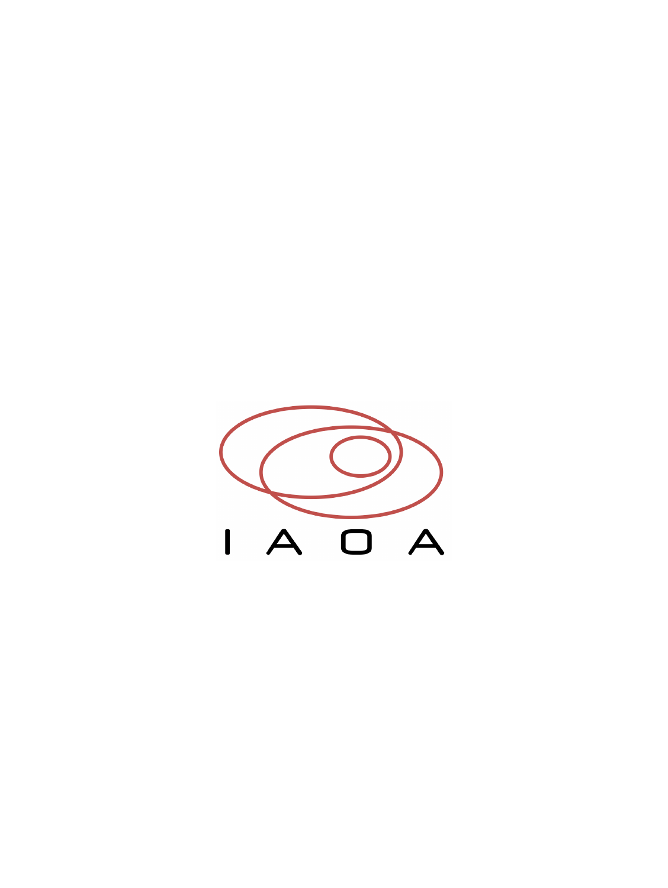I A O A